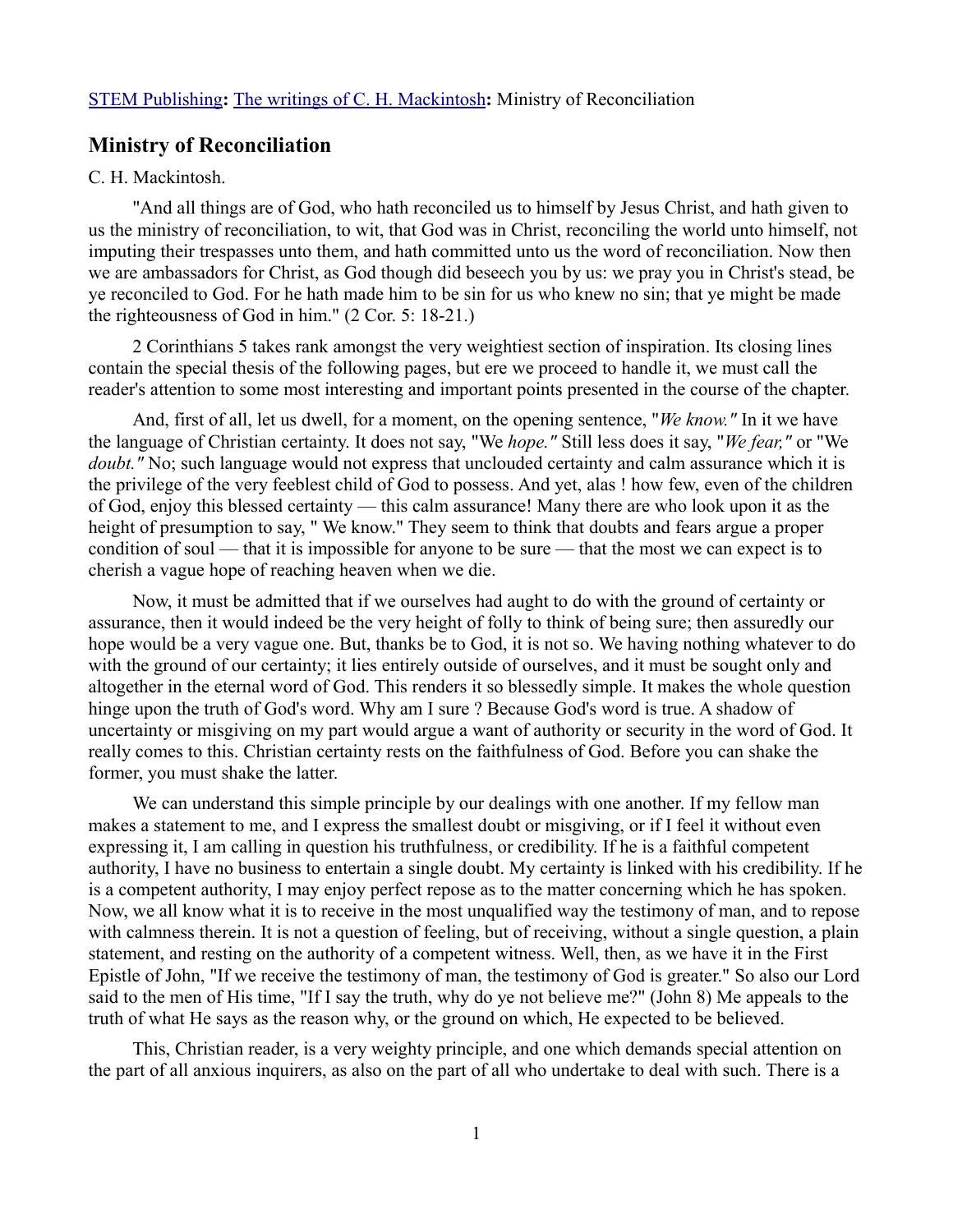STEM Publishing**:** The writings of C. H. Mackintosh**:** Ministry of Reconciliation

## Ministry of Reconciliation

C. H. Mackintosh.

"And all things are of God, who hath reconciled us to himself by Jesus Christ, and hath given to us the ministry of reconciliation, to wit, that God was in Christ, reconciling the world unto himself, not imputing their trespasses unto them, and hath committed unto us the word of reconciliation. Now then we are ambassadors for Christ, as God though did beseech you by us: we pray you in Christ's stead, be ye reconciled to God. For he hath made him to be sin for us who knew no sin; that ye might be made the righteousness of God in him." (2 Cor. 5: 18-21.)

2 Corinthians 5 takes rank amongst the very weightiest section of inspiration. Its closing lines contain the special thesis of the following pages, but ere we proceed to handle it, we must call the reader's attention to some most interesting and important points presented in the course of the chapter.

And, first of all, let us dwell, for a moment, on the opening sentence, "*We know."* In it we have the language of Christian certainty. It does not say, "We *hope."* Still less does it say, "*We fear,"* or "We *doubt."* No; such language would not express that unclouded certainty and calm assurance which it is the privilege of the very feeblest child of God to possess. And yet, alas ! how few, even of the children of God, enjoy this blessed certainty — this calm assurance! Many there are who look upon it as the height of presumption to say, " We know." They seem to think that doubts and fears argue a proper condition of soul — that it is impossible for anyone to be sure — that the most we can expect is to cherish a vague hope of reaching heaven when we die.

Now, it must be admitted that if we ourselves had aught to do with the ground of certainty or assurance, then it would indeed be the very height of folly to think of being sure; then assuredly our hope would be a very vague one. But, thanks be to God, it is not so. We having nothing whatever to do with the ground of our certainty; it lies entirely outside of ourselves, and it must be sought only and altogether in the eternal word of God. This renders it so blessedly simple. It makes the whole question hinge upon the truth of God's word. Why am I sure ? Because God's word is true. A shadow of uncertainty or misgiving on my part would argue a want of authority or security in the word of God. It really comes to this. Christian certainty rests on the faithfulness of God. Before you can shake the former, you must shake the latter.

We can understand this simple principle by our dealings with one another. If my fellow man makes a statement to me, and I express the smallest doubt or misgiving, or if I feel it without even expressing it, I am calling in question his truthfulness, or credibility. If he is a faithful competent authority, I have no business to entertain a single doubt. My certainty is linked with his credibility. If he is a competent authority, I may enjoy perfect repose as to the matter concerning which he has spoken. Now, we all know what it is to receive in the most unqualified way the testimony of man, and to repose with calmness therein. It is not a question of feeling, but of receiving, without a single question, a plain statement, and resting on the authority of a competent witness. Well, then, as we have it in the First Epistle of John, "If we receive the testimony of man, the testimony of God is greater." So also our Lord said to the men of His time, "If I say the truth, why do ye not believe me?" (John 8) Me appeals to the truth of what He says as the reason why, or the ground on which, He expected to be believed.

This, Christian reader, is a very weighty principle, and one which demands special attention on the part of all anxious inquirers, as also on the part of all who undertake to deal with such. There is a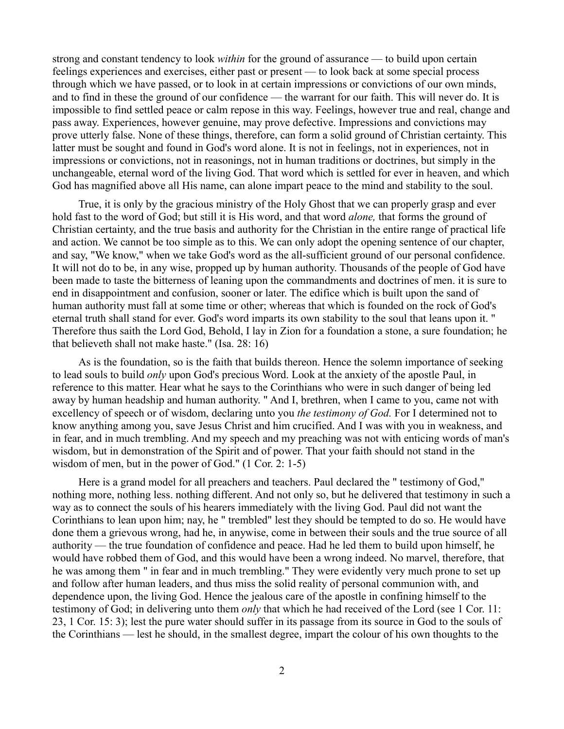strong and constant tendency to look *within* for the ground of assurance — to build upon certain feelings experiences and exercises, either past or present — to look back at some special process through which we have passed, or to look in at certain impressions or convictions of our own minds, and to find in these the ground of our confidence — the warrant for our faith. This will never do. It is impossible to find settled peace or calm repose in this way. Feelings, however true and real, change and pass away. Experiences, however genuine, may prove defective. Impressions and convictions may prove utterly false. None of these things, therefore, can form a solid ground of Christian certainty. This latter must be sought and found in God's word alone. It is not in feelings, not in experiences, not in impressions or convictions, not in reasonings, not in human traditions or doctrines, but simply in the unchangeable, eternal word of the living God. That word which is settled for ever in heaven, and which God has magnified above all His name, can alone impart peace to the mind and stability to the soul.

True, it is only by the gracious ministry of the Holy Ghost that we can properly grasp and ever hold fast to the word of God; but still it is His word, and that word *alone,* that forms the ground of Christian certainty, and the true basis and authority for the Christian in the entire range of practical life and action. We cannot be too simple as to this. We can only adopt the opening sentence of our chapter, and say, "We know," when we take God's word as the all-sufficient ground of our personal confidence. It will not do to be, in any wise, propped up by human authority. Thousands of the people of God have been made to taste the bitterness of leaning upon the commandments and doctrines of men. it is sure to end in disappointment and confusion, sooner or later. The edifice which is built upon the sand of human authority must fall at some time or other; whereas that which is founded on the rock of God's eternal truth shall stand for ever. God's word imparts its own stability to the soul that leans upon it. " Therefore thus saith the Lord God, Behold, I lay in Zion for a foundation a stone, a sure foundation; he that believeth shall not make haste." (Isa. 28: 16)

As is the foundation, so is the faith that builds thereon. Hence the solemn importance of seeking to lead souls to build *only* upon God's precious Word. Look at the anxiety of the apostle Paul, in reference to this matter. Hear what he says to the Corinthians who were in such danger of being led away by human headship and human authority. " And I, brethren, when I came to you, came not with excellency of speech or of wisdom, declaring unto you *the testimony of God.* For I determined not to know anything among you, save Jesus Christ and him crucified. And I was with you in weakness, and in fear, and in much trembling. And my speech and my preaching was not with enticing words of man's wisdom, but in demonstration of the Spirit and of power. That your faith should not stand in the wisdom of men, but in the power of God." (1 Cor. 2: 1-5)

Here is a grand model for all preachers and teachers. Paul declared the " testimony of God," nothing more, nothing less. nothing different. And not only so, but he delivered that testimony in such a way as to connect the souls of his hearers immediately with the living God. Paul did not want the Corinthians to lean upon him; nay, he " trembled" lest they should be tempted to do so. He would have done them a grievous wrong, had he, in anywise, come in between their souls and the true source of all authority — the true foundation of confidence and peace. Had he led them to build upon himself, he would have robbed them of God, and this would have been a wrong indeed. No marvel, therefore, that he was among them " in fear and in much trembling." They were evidently very much prone to set up and follow after human leaders, and thus miss the solid reality of personal communion with, and dependence upon, the living God. Hence the jealous care of the apostle in confining himself to the testimony of God; in delivering unto them *only* that which he had received of the Lord (see 1 Cor. 11: 23, 1 Cor. 15: 3); lest the pure water should suffer in its passage from its source in God to the souls of the Corinthians — lest he should, in the smallest degree, impart the colour of his own thoughts to the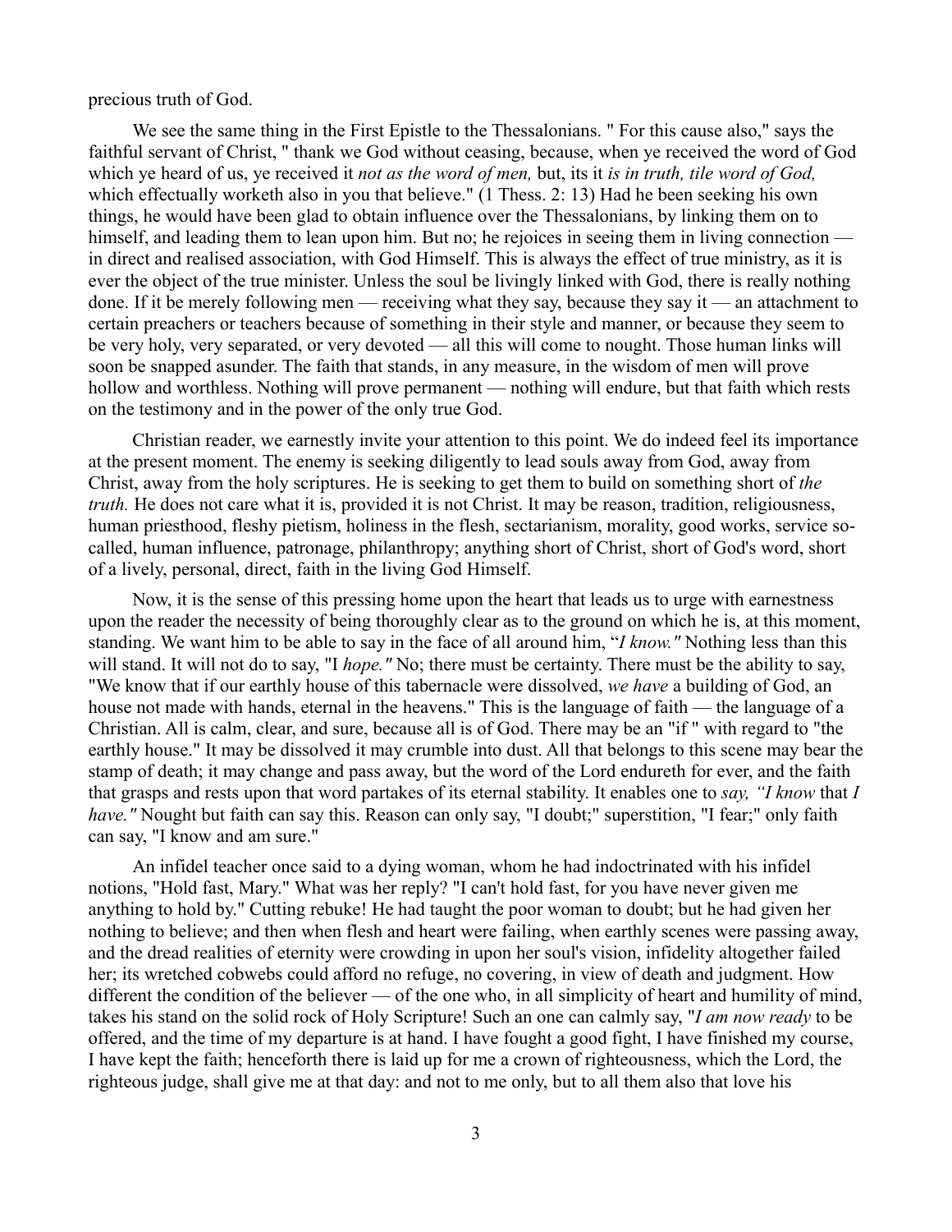precious truth of God.

We see the same thing in the First Epistle to the Thessalonians. " For this cause also," says the faithful servant of Christ, " thank we God without ceasing, because, when ye received the word of God which ye heard of us, ye received it *not as the word of men,* but, its it *is in truth, tile word of God,* which effectually worketh also in you that believe." (1 Thess. 2: 13) Had he been seeking his own things, he would have been glad to obtain influence over the Thessalonians, by linking them on to himself, and leading them to lean upon him. But no; he rejoices in seeing them in living connection — in direct and realised association, with God Himself. This is always the effect of true ministry, as it is ever the object of the true minister. Unless the soul be livingly linked with God, there is really nothing done. If it be merely following men — receiving what they say, because they say it — an attachment to certain preachers or teachers because of something in their style and manner, or because they seem to be very holy, very separated, or very devoted — all this will come to nought. Those human links will soon be snapped asunder. The faith that stands, in any measure, in the wisdom of men will prove hollow and worthless. Nothing will prove permanent — nothing will endure, but that faith which rests on the testimony and in the power of the only true God.

Christian reader, we earnestly invite your attention to this point. We do indeed feel its importance at the present moment. The enemy is seeking diligently to lead souls away from God, away from Christ, away from the holy scriptures. He is seeking to get them to build on something short of *the truth.* He does not care what it is, provided it is not Christ. It may be reason, tradition, religiousness, human priesthood, fleshy pietism, holiness in the flesh, sectarianism, morality, good works, service so-called, human influence, patronage, philanthropy; anything short of Christ, short of God's word, short of a lively, personal, direct, faith in the living God Himself.

Now, it is the sense of this pressing home upon the heart that leads us to urge with earnestness upon the reader the necessity of being thoroughly clear as to the ground on which he is, at this moment, standing. We want him to be able to say in the face of all around him, "*I know."* Nothing less than this will stand. It will not do to say, "I *hope."* No; there must be certainty. There must be the ability to say, "We know that if our earthly house of this tabernacle were dissolved, *we have* a building of God, an house not made with hands, eternal in the heavens." This is the language of faith — the language of a Christian. All is calm, clear, and sure, because all is of God. There may be an "if " with regard to "the earthly house." It may be dissolved it may crumble into dust. All that belongs to this scene may bear the stamp of death; it may change and pass away, but the word of the Lord endureth for ever, and the faith that grasps and rests upon that word partakes of its eternal stability. It enables one to *say, "I know* that *I have."* Nought but faith can say this. Reason can only say, "I doubt;" superstition, "I fear;" only faith can say, "I know and am sure."

An infidel teacher once said to a dying woman, whom he had indoctrinated with his infidel notions, "Hold fast, Mary." What was her reply? "I can't hold fast, for you have never given me anything to hold by." Cutting rebuke! He had taught the poor woman to doubt; but he had given her nothing to believe; and then when flesh and heart were failing, when earthly scenes were passing away, and the dread realities of eternity were crowding in upon her soul's vision, infidelity altogether failed her; its wretched cobwebs could afford no refuge, no covering, in view of death and judgment. How different the condition of the believer — of the one who, in all simplicity of heart and humility of mind, takes his stand on the solid rock of Holy Scripture! Such an one can calmly say, "*I am now ready* to be offered, and the time of my departure is at hand. I have fought a good fight, I have finished my course, I have kept the faith; henceforth there is laid up for me a crown of righteousness, which the Lord, the righteous judge, shall give me at that day: and not to me only, but to all them also that love his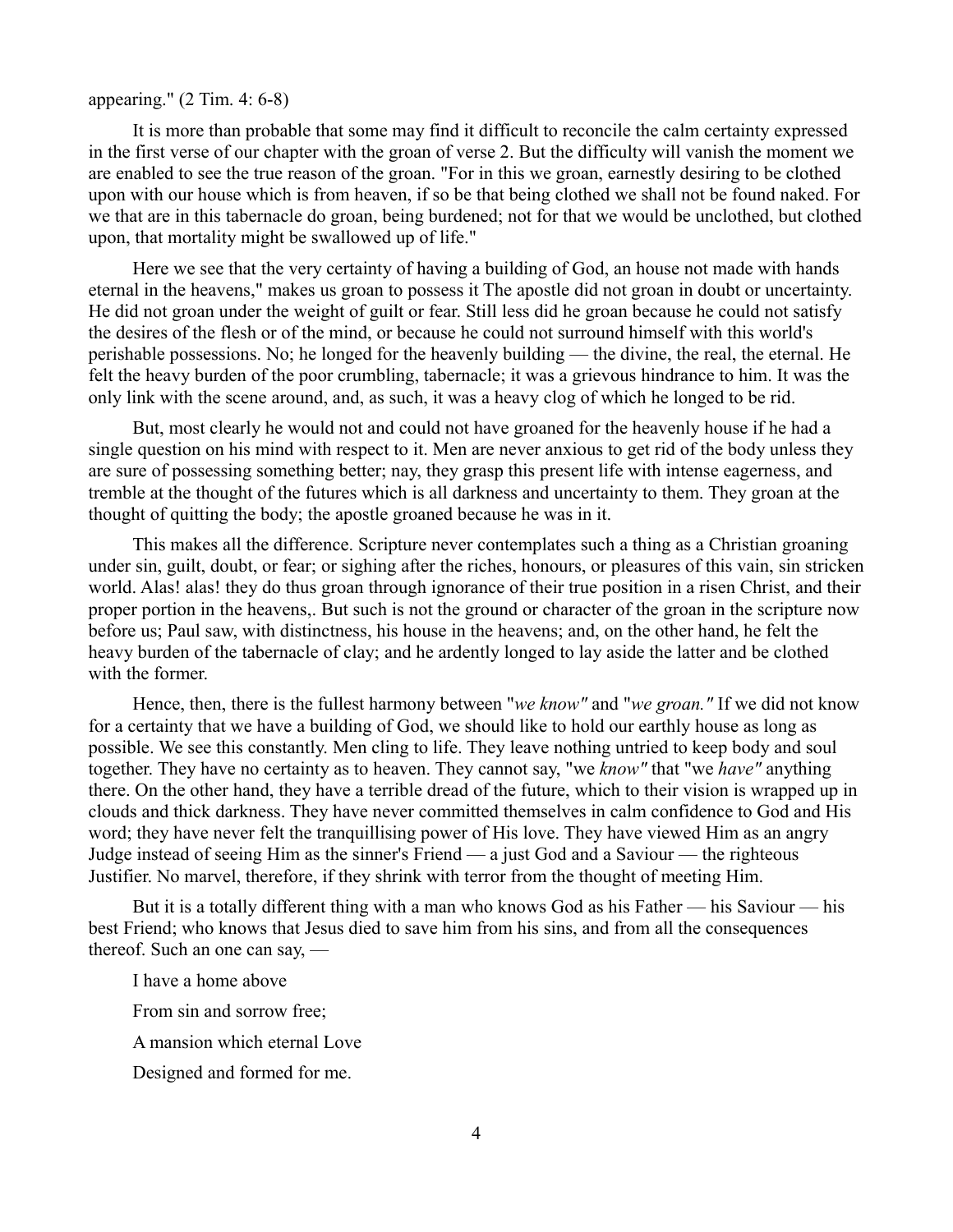appearing." (2 Tim. 4: 6-8)

It is more than probable that some may find it difficult to reconcile the calm certainty expressed in the first verse of our chapter with the groan of verse 2. But the difficulty will vanish the moment we are enabled to see the true reason of the groan. "For in this we groan, earnestly desiring to be clothed upon with our house which is from heaven, if so be that being clothed we shall not be found naked. For we that are in this tabernacle do groan, being burdened; not for that we would be unclothed, but clothed upon, that mortality might be swallowed up of life."

Here we see that the very certainty of having a building of God, an house not made with hands eternal in the heavens," makes us groan to possess it The apostle did not groan in doubt or uncertainty. He did not groan under the weight of guilt or fear. Still less did he groan because he could not satisfy the desires of the flesh or of the mind, or because he could not surround himself with this world's perishable possessions. No; he longed for the heavenly building — the divine, the real, the eternal. He felt the heavy burden of the poor crumbling, tabernacle; it was a grievous hindrance to him. It was the only link with the scene around, and, as such, it was a heavy clog of which he longed to be rid.

But, most clearly he would not and could not have groaned for the heavenly house if he had a single question on his mind with respect to it. Men are never anxious to get rid of the body unless they are sure of possessing something better; nay, they grasp this present life with intense eagerness, and tremble at the thought of the futures which is all darkness and uncertainty to them. They groan at the thought of quitting the body; the apostle groaned because he was in it.

This makes all the difference. Scripture never contemplates such a thing as a Christian groaning under sin, guilt, doubt, or fear; or sighing after the riches, honours, or pleasures of this vain, sin stricken world. Alas! alas! they do thus groan through ignorance of their true position in a risen Christ, and their proper portion in the heavens,. But such is not the ground or character of the groan in the scripture now before us; Paul saw, with distinctness, his house in the heavens; and, on the other hand, he felt the heavy burden of the tabernacle of clay; and he ardently longed to lay aside the latter and be clothed with the former.

Hence, then, there is the fullest harmony between "*we know"* and "*we groan."* If we did not know for a certainty that we have a building of God, we should like to hold our earthly house as long as possible. We see this constantly. Men cling to life. They leave nothing untried to keep body and soul together. They have no certainty as to heaven. They cannot say, "we *know"* that "we *have"* anything there. On the other hand, they have a terrible dread of the future, which to their vision is wrapped up in clouds and thick darkness. They have never committed themselves in calm confidence to God and His word; they have never felt the tranquillising power of His love. They have viewed Him as an angry Judge instead of seeing Him as the sinner's Friend — a just God and a Saviour — the righteous Justifier. No marvel, therefore, if they shrink with terror from the thought of meeting Him.

But it is a totally different thing with a man who knows God as his Father — his Saviour — his best Friend; who knows that Jesus died to save him from his sins, and from all the consequences thereof. Such an one can say, —

I have a home above

From sin and sorrow free;

A mansion which eternal Love

Designed and formed for me.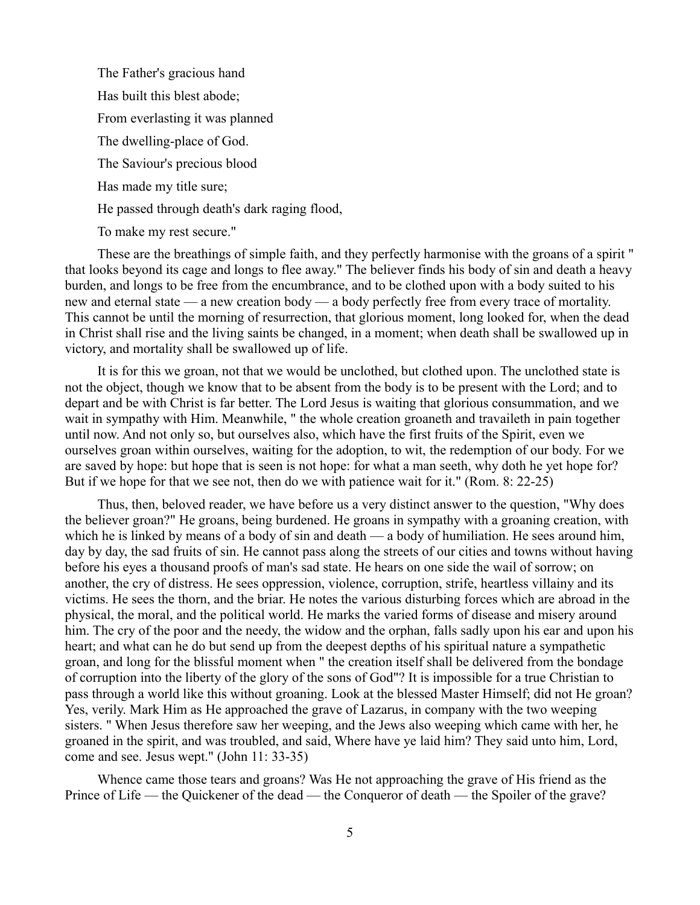The Father's gracious hand

Has built this blest abode;

From everlasting it was planned

The dwelling-place of God.

The Saviour's precious blood

Has made my title sure;

He passed through death's dark raging flood,

To make my rest secure."

These are the breathings of simple faith, and they perfectly harmonise with the groans of a spirit " that looks beyond its cage and longs to flee away." The believer finds his body of sin and death a heavy burden, and longs to be free from the encumbrance, and to be clothed upon with a body suited to his new and eternal state — a new creation body — a body perfectly free from every trace of mortality. This cannot be until the morning of resurrection, that glorious moment, long looked for, when the dead in Christ shall rise and the living saints be changed, in a moment; when death shall be swallowed up in victory, and mortality shall be swallowed up of life.

It is for this we groan, not that we would be unclothed, but clothed upon. The unclothed state is not the object, though we know that to be absent from the body is to be present with the Lord; and to depart and be with Christ is far better. The Lord Jesus is waiting that glorious consummation, and we wait in sympathy with Him. Meanwhile, " the whole creation groaneth and travaileth in pain together until now. And not only so, but ourselves also, which have the first fruits of the Spirit, even we ourselves groan within ourselves, waiting for the adoption, to wit, the redemption of our body. For we are saved by hope: but hope that is seen is not hope: for what a man seeth, why doth he yet hope for? But if we hope for that we see not, then do we with patience wait for it." (Rom. 8: 22-25)

Thus, then, beloved reader, we have before us a very distinct answer to the question, "Why does the believer groan?" He groans, being burdened. He groans in sympathy with a groaning creation, with which he is linked by means of a body of sin and death — a body of humiliation. He sees around him, day by day, the sad fruits of sin. He cannot pass along the streets of our cities and towns without having before his eyes a thousand proofs of man's sad state. He hears on one side the wail of sorrow; on another, the cry of distress. He sees oppression, violence, corruption, strife, heartless villainy and its victims. He sees the thorn, and the briar. He notes the various disturbing forces which are abroad in the physical, the moral, and the political world. He marks the varied forms of disease and misery around him. The cry of the poor and the needy, the widow and the orphan, falls sadly upon his ear and upon his heart; and what can he do but send up from the deepest depths of his spiritual nature a sympathetic groan, and long for the blissful moment when " the creation itself shall be delivered from the bondage of corruption into the liberty of the glory of the sons of God"? It is impossible for a true Christian to pass through a world like this without groaning. Look at the blessed Master Himself; did not He groan? Yes, verily. Mark Him as He approached the grave of Lazarus, in company with the two weeping sisters. " When Jesus therefore saw her weeping, and the Jews also weeping which came with her, he groaned in the spirit, and was troubled, and said, Where have ye laid him? They said unto him, Lord, come and see. Jesus wept." (John 11: 33-35)

Whence came those tears and groans? Was He not approaching the grave of His friend as the Prince of Life — the Quickener of the dead — the Conqueror of death — the Spoiler of the grave?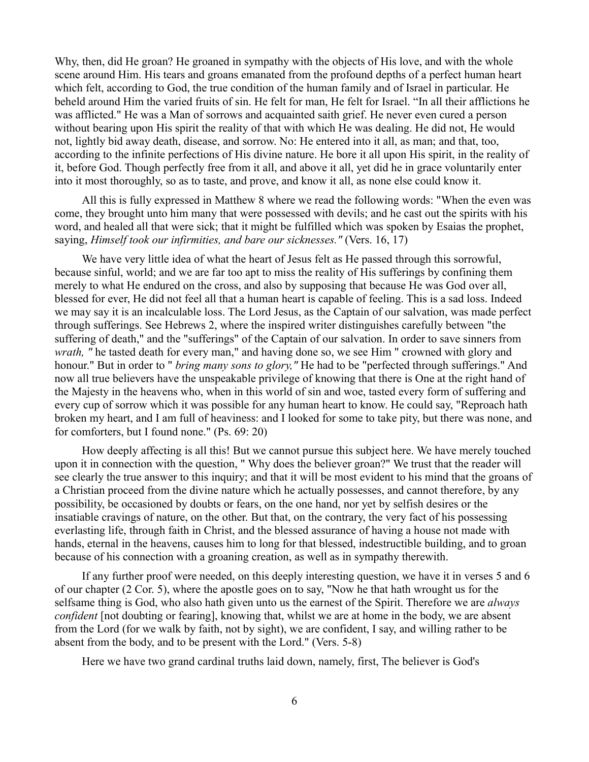Why, then, did He groan? He groaned in sympathy with the objects of His love, and with the whole scene around Him. His tears and groans emanated from the profound depths of a perfect human heart which felt, according to God, the true condition of the human family and of Israel in particular. He beheld around Him the varied fruits of sin. He felt for man, He felt for Israel. "In all their afflictions he was afflicted." He was a Man of sorrows and acquainted saith grief. He never even cured a person without bearing upon His spirit the reality of that with which He was dealing. He did not, He would not, lightly bid away death, disease, and sorrow. No: He entered into it all, as man; and that, too, according to the infinite perfections of His divine nature. He bore it all upon His spirit, in the reality of it, before God. Though perfectly free from it all, and above it all, yet did he in grace voluntarily enter into it most thoroughly, so as to taste, and prove, and know it all, as none else could know it.

All this is fully expressed in Matthew 8 where we read the following words: "When the even was come, they brought unto him many that were possessed with devils; and he cast out the spirits with his word, and healed all that were sick; that it might be fulfilled which was spoken by Esaias the prophet, saying, *Himself took our infirmities, and bare our sicknesses."* (Vers. 16, 17)

We have very little idea of what the heart of Jesus felt as He passed through this sorrowful, because sinful, world; and we are far too apt to miss the reality of His sufferings by confining them merely to what He endured on the cross, and also by supposing that because He was God over all, blessed for ever, He did not feel all that a human heart is capable of feeling. This is a sad loss. Indeed we may say it is an incalculable loss. The Lord Jesus, as the Captain of our salvation, was made perfect through sufferings. See Hebrews 2, where the inspired writer distinguishes carefully between "the suffering of death," and the "sufferings" of the Captain of our salvation. In order to save sinners from *wrath, "* he tasted death for every man," and having done so, we see Him " crowned with glory and honour." But in order to " *bring many sons to glory,"* He had to be "perfected through sufferings." And now all true believers have the unspeakable privilege of knowing that there is One at the right hand of the Majesty in the heavens who, when in this world of sin and woe, tasted every form of suffering and every cup of sorrow which it was possible for any human heart to know. He could say, "Reproach hath broken my heart, and I am full of heaviness: and I looked for some to take pity, but there was none, and for comforters, but I found none." (Ps. 69: 20)

How deeply affecting is all this! But we cannot pursue this subject here. We have merely touched upon it in connection with the question, " Why does the believer groan?" We trust that the reader will see clearly the true answer to this inquiry; and that it will be most evident to his mind that the groans of a Christian proceed from the divine nature which he actually possesses, and cannot therefore, by any possibility, be occasioned by doubts or fears, on the one hand, nor yet by selfish desires or the insatiable cravings of nature, on the other. But that, on the contrary, the very fact of his possessing everlasting life, through faith in Christ, and the blessed assurance of having a house not made with hands, eternal in the heavens, causes him to long for that blessed, indestructible building, and to groan because of his connection with a groaning creation, as well as in sympathy therewith.

If any further proof were needed, on this deeply interesting question, we have it in verses 5 and 6 of our chapter (2 Cor. 5), where the apostle goes on to say, "Now he that hath wrought us for the selfsame thing is God, who also hath given unto us the earnest of the Spirit. Therefore we are *always confident* [not doubting or fearing], knowing that, whilst we are at home in the body, we are absent from the Lord (for we walk by faith, not by sight), we are confident, I say, and willing rather to be absent from the body, and to be present with the Lord." (Vers. 5-8)

Here we have two grand cardinal truths laid down, namely, first, The believer is God's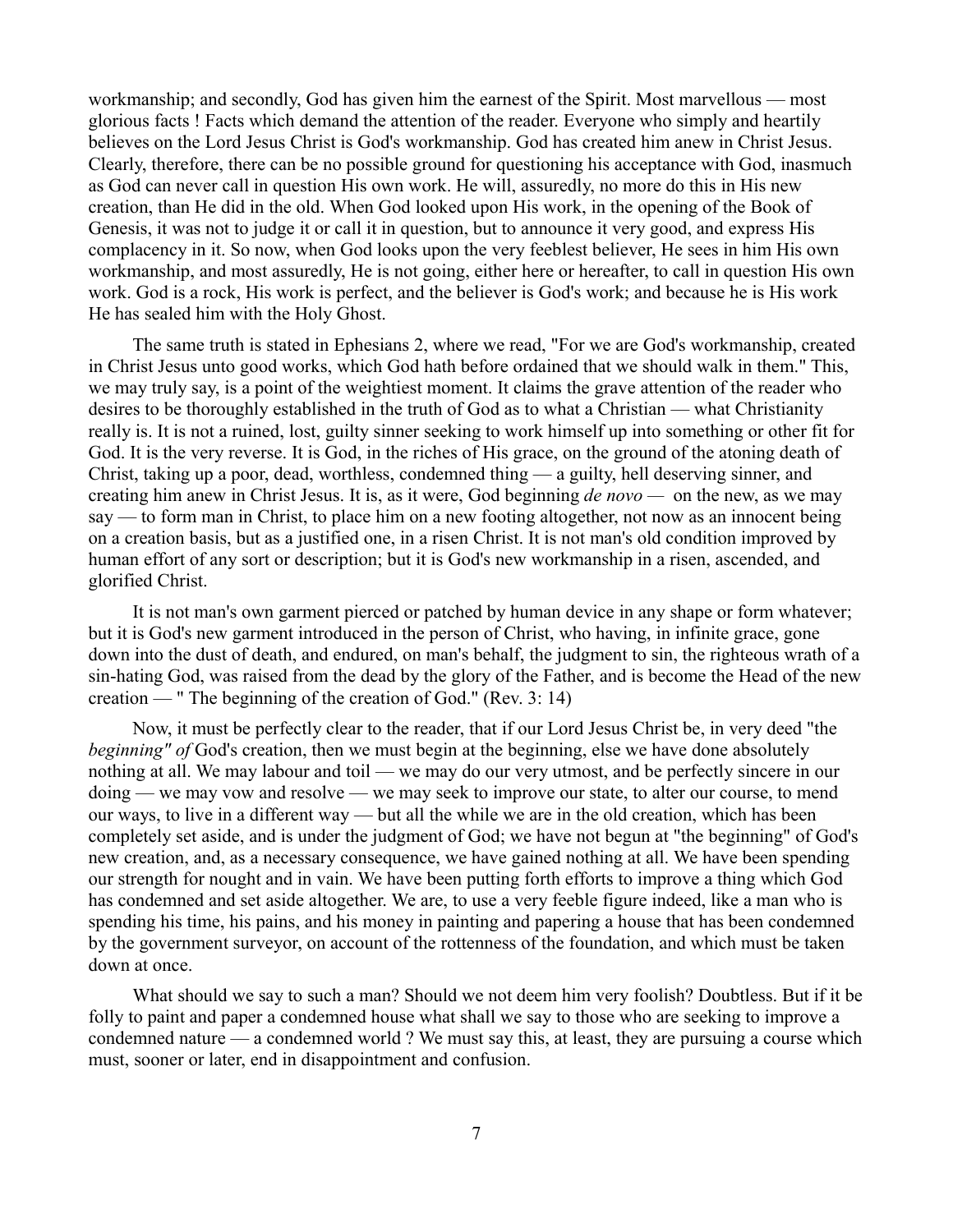workmanship; and secondly, God has given him the earnest of the Spirit. Most marvellous — most glorious facts ! Facts which demand the attention of the reader. Everyone who simply and heartily believes on the Lord Jesus Christ is God's workmanship. God has created him anew in Christ Jesus. Clearly, therefore, there can be no possible ground for questioning his acceptance with God, inasmuch as God can never call in question His own work. He will, assuredly, no more do this in His new creation, than He did in the old. When God looked upon His work, in the opening of the Book of Genesis, it was not to judge it or call it in question, but to announce it very good, and express His complacency in it. So now, when God looks upon the very feeblest believer, He sees in him His own workmanship, and most assuredly, He is not going, either here or hereafter, to call in question His own work. God is a rock, His work is perfect, and the believer is God's work; and because he is His work He has sealed him with the Holy Ghost.

The same truth is stated in Ephesians 2, where we read, "For we are God's workmanship, created in Christ Jesus unto good works, which God hath before ordained that we should walk in them." This, we may truly say, is a point of the weightiest moment. It claims the grave attention of the reader who desires to be thoroughly established in the truth of God as to what a Christian — what Christianity really is. It is not a ruined, lost, guilty sinner seeking to work himself up into something or other fit for God. It is the very reverse. It is God, in the riches of His grace, on the ground of the atoning death of Christ, taking up a poor, dead, worthless, condemned thing — a guilty, hell deserving sinner, and creating him anew in Christ Jesus. It is, as it were, God beginning *de novo* — on the new, as we may say — to form man in Christ, to place him on a new footing altogether, not now as an innocent being on a creation basis, but as a justified one, in a risen Christ. It is not man's old condition improved by human effort of any sort or description; but it is God's new workmanship in a risen, ascended, and glorified Christ.

It is not man's own garment pierced or patched by human device in any shape or form whatever; but it is God's new garment introduced in the person of Christ, who having, in infinite grace, gone down into the dust of death, and endured, on man's behalf, the judgment to sin, the righteous wrath of a sin-hating God, was raised from the dead by the glory of the Father, and is become the Head of the new creation — " The beginning of the creation of God." (Rev. 3: 14)

Now, it must be perfectly clear to the reader, that if our Lord Jesus Christ be, in very deed "the *beginning" of* God's creation, then we must begin at the beginning, else we have done absolutely nothing at all. We may labour and toil — we may do our very utmost, and be perfectly sincere in our doing — we may vow and resolve — we may seek to improve our state, to alter our course, to mend our ways, to live in a different way — but all the while we are in the old creation, which has been completely set aside, and is under the judgment of God; we have not begun at "the beginning" of God's new creation, and, as a necessary consequence, we have gained nothing at all. We have been spending our strength for nought and in vain. We have been putting forth efforts to improve a thing which God has condemned and set aside altogether. We are, to use a very feeble figure indeed, like a man who is spending his time, his pains, and his money in painting and papering a house that has been condemned by the government surveyor, on account of the rottenness of the foundation, and which must be taken down at once.

What should we say to such a man? Should we not deem him very foolish? Doubtless. But if it be folly to paint and paper a condemned house what shall we say to those who are seeking to improve a condemned nature — a condemned world ? We must say this, at least, they are pursuing a course which must, sooner or later, end in disappointment and confusion.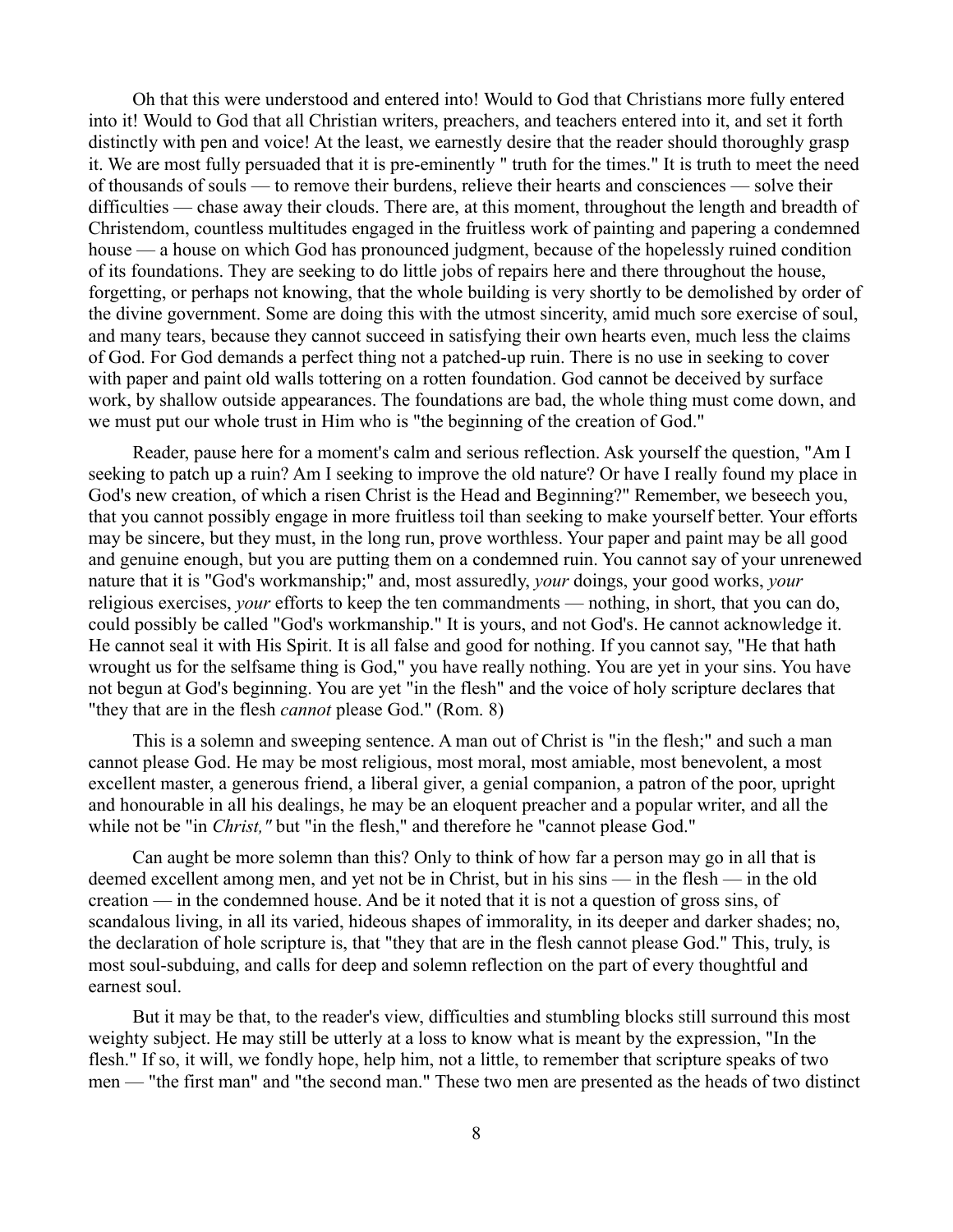Oh that this were understood and entered into! Would to God that Christians more fully entered into it! Would to God that all Christian writers, preachers, and teachers entered into it, and set it forth distinctly with pen and voice! At the least, we earnestly desire that the reader should thoroughly grasp it. We are most fully persuaded that it is pre-eminently " truth for the times." It is truth to meet the need of thousands of souls — to remove their burdens, relieve their hearts and consciences — solve their difficulties — chase away their clouds. There are, at this moment, throughout the length and breadth of Christendom, countless multitudes engaged in the fruitless work of painting and papering a condemned house — a house on which God has pronounced judgment, because of the hopelessly ruined condition of its foundations. They are seeking to do little jobs of repairs here and there throughout the house, forgetting, or perhaps not knowing, that the whole building is very shortly to be demolished by order of the divine government. Some are doing this with the utmost sincerity, amid much sore exercise of soul, and many tears, because they cannot succeed in satisfying their own hearts even, much less the claims of God. For God demands a perfect thing not a patched-up ruin. There is no use in seeking to cover with paper and paint old walls tottering on a rotten foundation. God cannot be deceived by surface work, by shallow outside appearances. The foundations are bad, the whole thing must come down, and we must put our whole trust in Him who is "the beginning of the creation of God."

Reader, pause here for a moment's calm and serious reflection. Ask yourself the question, "Am I seeking to patch up a ruin? Am I seeking to improve the old nature? Or have I really found my place in God's new creation, of which a risen Christ is the Head and Beginning?" Remember, we beseech you, that you cannot possibly engage in more fruitless toil than seeking to make yourself better. Your efforts may be sincere, but they must, in the long run, prove worthless. Your paper and paint may be all good and genuine enough, but you are putting them on a condemned ruin. You cannot say of your unrenewed nature that it is "God's workmanship;" and, most assuredly, *your* doings, your good works, *your* religious exercises, *your* efforts to keep the ten commandments — nothing, in short, that you can do, could possibly be called "God's workmanship." It is yours, and not God's. He cannot acknowledge it. He cannot seal it with His Spirit. It is all false and good for nothing. If you cannot say, "He that hath wrought us for the selfsame thing is God," you have really nothing. You are yet in your sins. You have not begun at God's beginning. You are yet "in the flesh" and the voice of holy scripture declares that "they that are in the flesh *cannot* please God." (Rom. 8)

This is a solemn and sweeping sentence. A man out of Christ is "in the flesh;" and such a man cannot please God. He may be most religious, most moral, most amiable, most benevolent, a most excellent master, a generous friend, a liberal giver, a genial companion, a patron of the poor, upright and honourable in all his dealings, he may be an eloquent preacher and a popular writer, and all the while not be "in *Christ,"* but "in the flesh," and therefore he "cannot please God."

Can aught be more solemn than this? Only to think of how far a person may go in all that is deemed excellent among men, and yet not be in Christ, but in his sins — in the flesh — in the old creation — in the condemned house. And be it noted that it is not a question of gross sins, of scandalous living, in all its varied, hideous shapes of immorality, in its deeper and darker shades; no, the declaration of hole scripture is, that "they that are in the flesh cannot please God." This, truly, is most soul-subduing, and calls for deep and solemn reflection on the part of every thoughtful and earnest soul.

But it may be that, to the reader's view, difficulties and stumbling blocks still surround this most weighty subject. He may still be utterly at a loss to know what is meant by the expression, "In the flesh." If so, it will, we fondly hope, help him, not a little, to remember that scripture speaks of two men — "the first man" and "the second man." These two men are presented as the heads of two distinct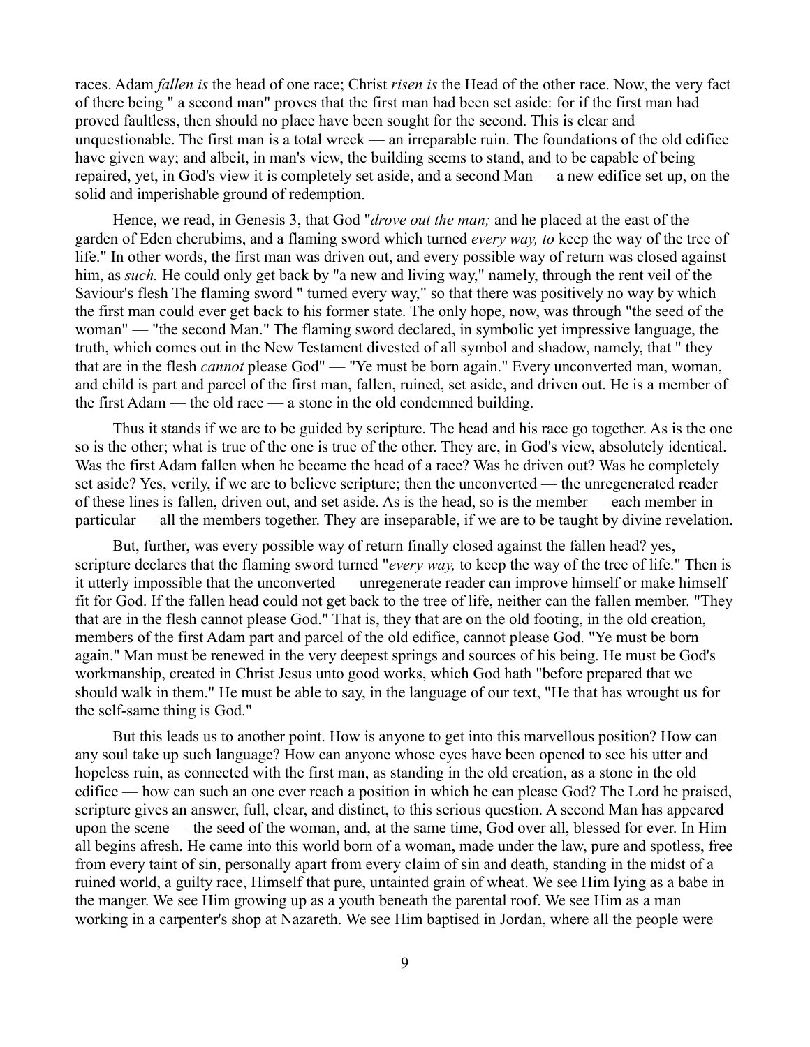races. Adam *fallen is* the head of one race; Christ *risen is* the Head of the other race. Now, the very fact of there being " a second man" proves that the first man had been set aside: for if the first man had proved faultless, then should no place have been sought for the second. This is clear and unquestionable. The first man is a total wreck — an irreparable ruin. The foundations of the old edifice have given way; and albeit, in man's view, the building seems to stand, and to be capable of being repaired, yet, in God's view it is completely set aside, and a second Man — a new edifice set up, on the solid and imperishable ground of redemption.

Hence, we read, in Genesis 3, that God "*drove out the man;* and he placed at the east of the garden of Eden cherubims, and a flaming sword which turned *every way, to* keep the way of the tree of life." In other words, the first man was driven out, and every possible way of return was closed against him, as *such.* He could only get back by "a new and living way," namely, through the rent veil of the Saviour's flesh The flaming sword " turned every way," so that there was positively no way by which the first man could ever get back to his former state. The only hope, now, was through "the seed of the woman" — "the second Man." The flaming sword declared, in symbolic yet impressive language, the truth, which comes out in the New Testament divested of all symbol and shadow, namely, that " they that are in the flesh *cannot* please God" — "Ye must be born again." Every unconverted man, woman, and child is part and parcel of the first man, fallen, ruined, set aside, and driven out. He is a member of the first Adam — the old race — a stone in the old condemned building.

Thus it stands if we are to be guided by scripture. The head and his race go together. As is the one so is the other; what is true of the one is true of the other. They are, in God's view, absolutely identical. Was the first Adam fallen when he became the head of a race? Was he driven out? Was he completely set aside? Yes, verily, if we are to believe scripture; then the unconverted — the unregenerated reader of these lines is fallen, driven out, and set aside. As is the head, so is the member — each member in particular — all the members together. They are inseparable, if we are to be taught by divine revelation.

But, further, was every possible way of return finally closed against the fallen head? yes, scripture declares that the flaming sword turned "*every way,* to keep the way of the tree of life." Then is it utterly impossible that the unconverted — unregenerate reader can improve himself or make himself fit for God. If the fallen head could not get back to the tree of life, neither can the fallen member. "They that are in the flesh cannot please God." That is, they that are on the old footing, in the old creation, members of the first Adam part and parcel of the old edifice, cannot please God. "Ye must be born again." Man must be renewed in the very deepest springs and sources of his being. He must be God's workmanship, created in Christ Jesus unto good works, which God hath "before prepared that we should walk in them." He must be able to say, in the language of our text, "He that has wrought us for the self-same thing is God."

But this leads us to another point. How is anyone to get into this marvellous position? How can any soul take up such language? How can anyone whose eyes have been opened to see his utter and hopeless ruin, as connected with the first man, as standing in the old creation, as a stone in the old edifice — how can such an one ever reach a position in which he can please God? The Lord he praised, scripture gives an answer, full, clear, and distinct, to this serious question. A second Man has appeared upon the scene — the seed of the woman, and, at the same time, God over all, blessed for ever. In Him all begins afresh. He came into this world born of a woman, made under the law, pure and spotless, free from every taint of sin, personally apart from every claim of sin and death, standing in the midst of a ruined world, a guilty race, Himself that pure, untainted grain of wheat. We see Him lying as a babe in the manger. We see Him growing up as a youth beneath the parental roof. We see Him as a man working in a carpenter's shop at Nazareth. We see Him baptised in Jordan, where all the people were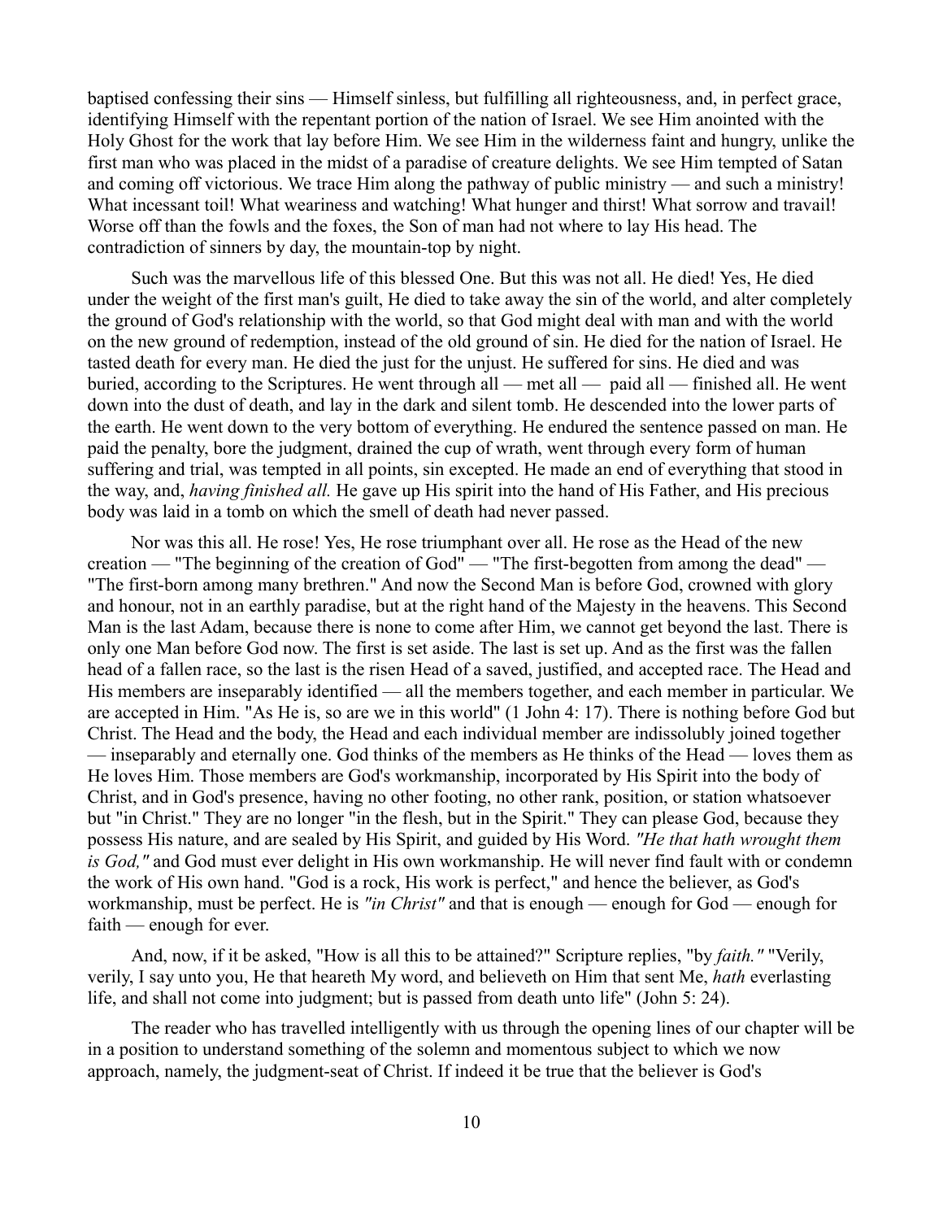baptised confessing their sins — Himself sinless, but fulfilling all righteousness, and, in perfect grace, identifying Himself with the repentant portion of the nation of Israel. We see Him anointed with the Holy Ghost for the work that lay before Him. We see Him in the wilderness faint and hungry, unlike the first man who was placed in the midst of a paradise of creature delights. We see Him tempted of Satan and coming off victorious. We trace Him along the pathway of public ministry — and such a ministry! What incessant toil! What weariness and watching! What hunger and thirst! What sorrow and travail! Worse off than the fowls and the foxes, the Son of man had not where to lay His head. The contradiction of sinners by day, the mountain-top by night.

Such was the marvellous life of this blessed One. But this was not all. He died! Yes, He died under the weight of the first man's guilt, He died to take away the sin of the world, and alter completely the ground of God's relationship with the world, so that God might deal with man and with the world on the new ground of redemption, instead of the old ground of sin. He died for the nation of Israel. He tasted death for every man. He died the just for the unjust. He suffered for sins. He died and was buried, according to the Scriptures. He went through all — met all — paid all — finished all. He went down into the dust of death, and lay in the dark and silent tomb. He descended into the lower parts of the earth. He went down to the very bottom of everything. He endured the sentence passed on man. He paid the penalty, bore the judgment, drained the cup of wrath, went through every form of human suffering and trial, was tempted in all points, sin excepted. He made an end of everything that stood in the way, and, *having finished all.* He gave up His spirit into the hand of His Father, and His precious body was laid in a tomb on which the smell of death had never passed.

Nor was this all. He rose! Yes, He rose triumphant over all. He rose as the Head of the new creation — "The beginning of the creation of God" — "The first-begotten from among the dead" — "The first-born among many brethren." And now the Second Man is before God, crowned with glory and honour, not in an earthly paradise, but at the right hand of the Majesty in the heavens. This Second Man is the last Adam, because there is none to come after Him, we cannot get beyond the last. There is only one Man before God now. The first is set aside. The last is set up. And as the first was the fallen head of a fallen race, so the last is the risen Head of a saved, justified, and accepted race. The Head and His members are inseparably identified — all the members together, and each member in particular. We are accepted in Him. "As He is, so are we in this world" (1 John 4: 17). There is nothing before God but Christ. The Head and the body, the Head and each individual member are indissolubly joined together — inseparably and eternally one. God thinks of the members as He thinks of the Head — loves them as He loves Him. Those members are God's workmanship, incorporated by His Spirit into the body of Christ, and in God's presence, having no other footing, no other rank, position, or station whatsoever but "in Christ." They are no longer "in the flesh, but in the Spirit." They can please God, because they possess His nature, and are sealed by His Spirit, and guided by His Word. *"He that hath wrought them is God,"* and God must ever delight in His own workmanship. He will never find fault with or condemn the work of His own hand. "God is a rock, His work is perfect," and hence the believer, as God's workmanship, must be perfect. He is *"in Christ"* and that is enough — enough for God — enough for faith — enough for ever.

And, now, if it be asked, "How is all this to be attained?" Scripture replies, "by *faith."* "Verily, verily, I say unto you, He that heareth My word, and believeth on Him that sent Me, *hath* everlasting life, and shall not come into judgment; but is passed from death unto life" (John 5: 24).

The reader who has travelled intelligently with us through the opening lines of our chapter will be in a position to understand something of the solemn and momentous subject to which we now approach, namely, the judgment-seat of Christ. If indeed it be true that the believer is God's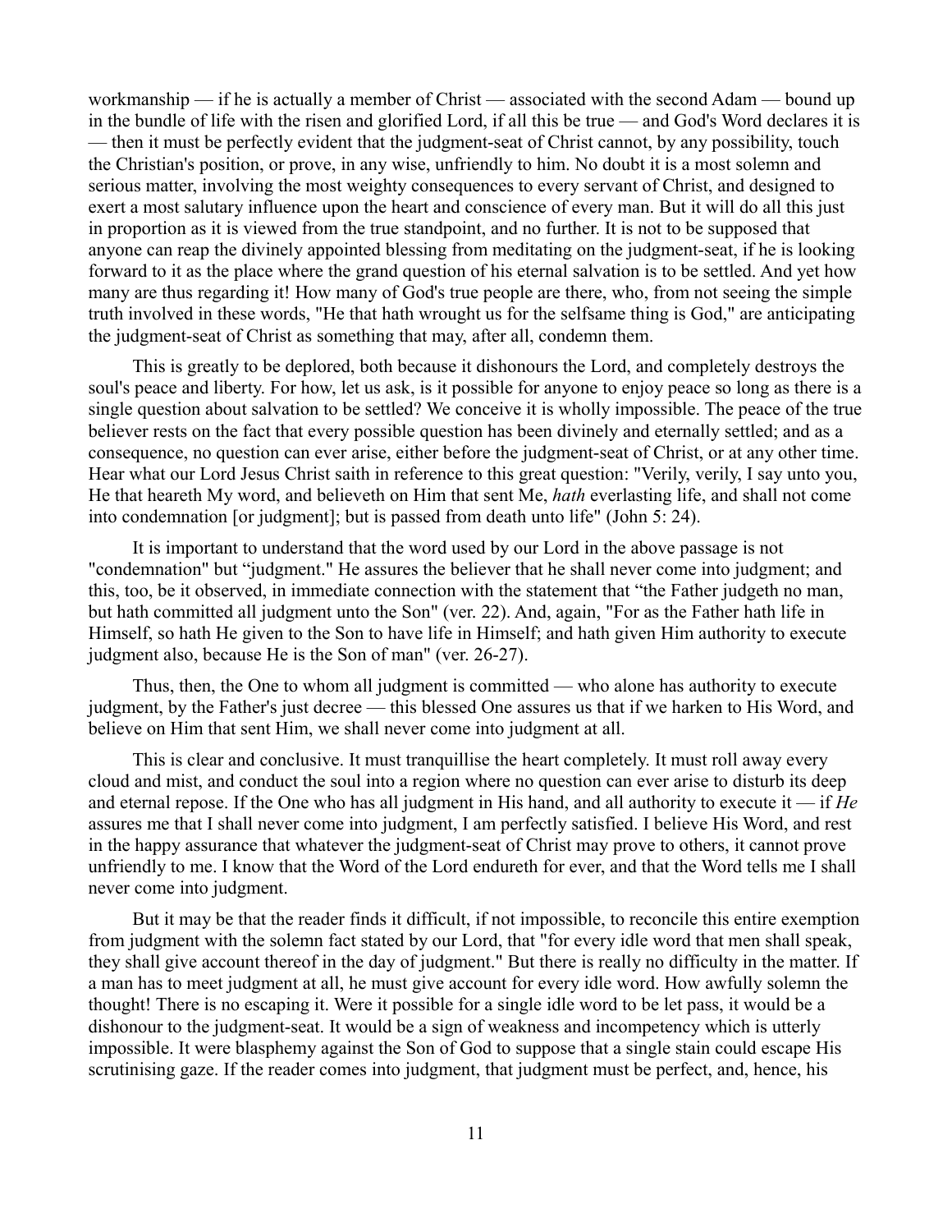workmanship — if he is actually a member of Christ — associated with the second Adam — bound up in the bundle of life with the risen and glorified Lord, if all this be true — and God's Word declares it is — then it must be perfectly evident that the judgment-seat of Christ cannot, by any possibility, touch the Christian's position, or prove, in any wise, unfriendly to him. No doubt it is a most solemn and serious matter, involving the most weighty consequences to every servant of Christ, and designed to exert a most salutary influence upon the heart and conscience of every man. But it will do all this just in proportion as it is viewed from the true standpoint, and no further. It is not to be supposed that anyone can reap the divinely appointed blessing from meditating on the judgment-seat, if he is looking forward to it as the place where the grand question of his eternal salvation is to be settled. And yet how many are thus regarding it! How many of God's true people are there, who, from not seeing the simple truth involved in these words, "He that hath wrought us for the selfsame thing is God," are anticipating the judgment-seat of Christ as something that may, after all, condemn them.

This is greatly to be deplored, both because it dishonours the Lord, and completely destroys the soul's peace and liberty. For how, let us ask, is it possible for anyone to enjoy peace so long as there is a single question about salvation to be settled? We conceive it is wholly impossible. The peace of the true believer rests on the fact that every possible question has been divinely and eternally settled; and as a consequence, no question can ever arise, either before the judgment-seat of Christ, or at any other time. Hear what our Lord Jesus Christ saith in reference to this great question: "Verily, verily, I say unto you, He that heareth My word, and believeth on Him that sent Me, *hath* everlasting life, and shall not come into condemnation [or judgment]; but is passed from death unto life" (John 5: 24).

It is important to understand that the word used by our Lord in the above passage is not "condemnation" but "judgment." He assures the believer that he shall never come into judgment; and this, too, be it observed, in immediate connection with the statement that "the Father judgeth no man, but hath committed all judgment unto the Son" (ver. 22). And, again, "For as the Father hath life in Himself, so hath He given to the Son to have life in Himself; and hath given Him authority to execute judgment also, because He is the Son of man" (ver. 26-27).

Thus, then, the One to whom all judgment is committed — who alone has authority to execute judgment, by the Father's just decree — this blessed One assures us that if we harken to His Word, and believe on Him that sent Him, we shall never come into judgment at all.

This is clear and conclusive. It must tranquillise the heart completely. It must roll away every cloud and mist, and conduct the soul into a region where no question can ever arise to disturb its deep and eternal repose. If the One who has all judgment in His hand, and all authority to execute it — if *He* assures me that I shall never come into judgment, I am perfectly satisfied. I believe His Word, and rest in the happy assurance that whatever the judgment-seat of Christ may prove to others, it cannot prove unfriendly to me. I know that the Word of the Lord endureth for ever, and that the Word tells me I shall never come into judgment.

But it may be that the reader finds it difficult, if not impossible, to reconcile this entire exemption from judgment with the solemn fact stated by our Lord, that "for every idle word that men shall speak, they shall give account thereof in the day of judgment." But there is really no difficulty in the matter. If a man has to meet judgment at all, he must give account for every idle word. How awfully solemn the thought! There is no escaping it. Were it possible for a single idle word to be let pass, it would be a dishonour to the judgment-seat. It would be a sign of weakness and incompetency which is utterly impossible. It were blasphemy against the Son of God to suppose that a single stain could escape His scrutinising gaze. If the reader comes into judgment, that judgment must be perfect, and, hence, his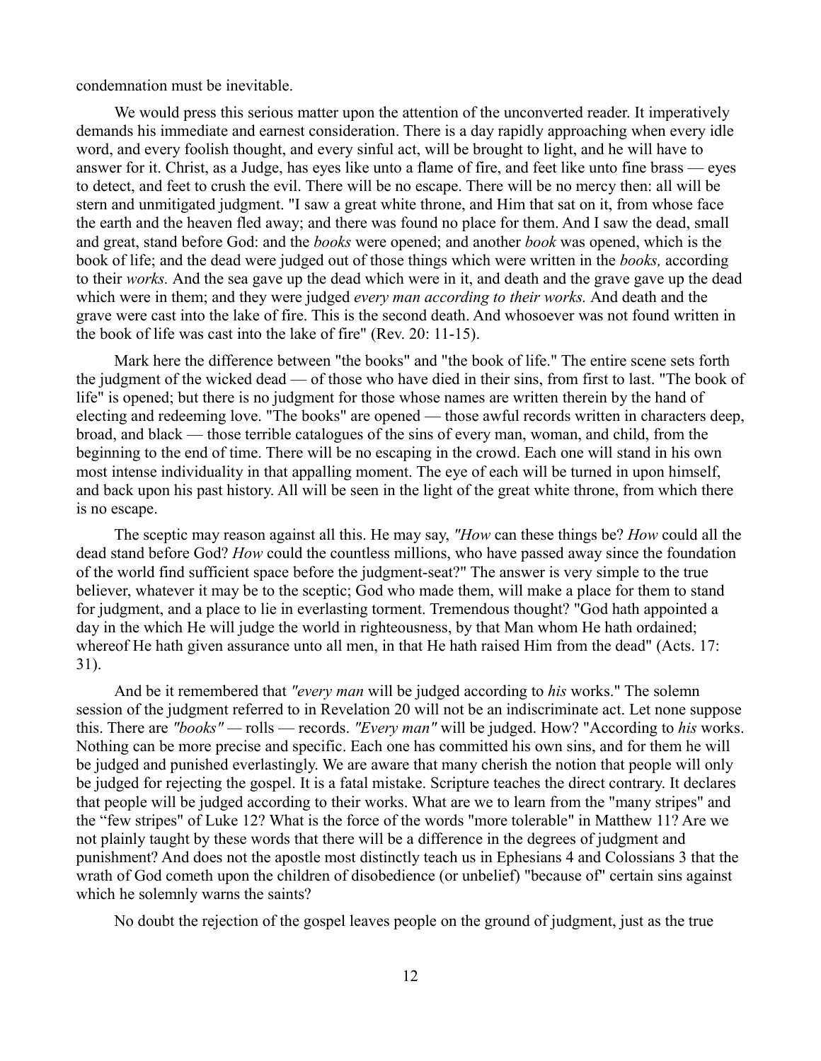condemnation must be inevitable.

We would press this serious matter upon the attention of the unconverted reader. It imperatively demands his immediate and earnest consideration. There is a day rapidly approaching when every idle word, and every foolish thought, and every sinful act, will be brought to light, and he will have to answer for it. Christ, as a Judge, has eyes like unto a flame of fire, and feet like unto fine brass — eyes to detect, and feet to crush the evil. There will be no escape. There will be no mercy then: all will be stern and unmitigated judgment. "I saw a great white throne, and Him that sat on it, from whose face the earth and the heaven fled away; and there was found no place for them. And I saw the dead, small and great, stand before God: and the *books* were opened; and another *book* was opened, which is the book of life; and the dead were judged out of those things which were written in the *books,* according to their *works.* And the sea gave up the dead which were in it, and death and the grave gave up the dead which were in them; and they were judged *every man according to their works.* And death and the grave were cast into the lake of fire. This is the second death. And whosoever was not found written in the book of life was cast into the lake of fire" (Rev. 20: 11-15).

Mark here the difference between "the books" and "the book of life." The entire scene sets forth the judgment of the wicked dead — of those who have died in their sins, from first to last. "The book of life" is opened; but there is no judgment for those whose names are written therein by the hand of electing and redeeming love. "The books" are opened — those awful records written in characters deep, broad, and black — those terrible catalogues of the sins of every man, woman, and child, from the beginning to the end of time. There will be no escaping in the crowd. Each one will stand in his own most intense individuality in that appalling moment. The eye of each will be turned in upon himself, and back upon his past history. All will be seen in the light of the great white throne, from which there is no escape.

The sceptic may reason against all this. He may say, *"How* can these things be? *How* could all the dead stand before God? *How* could the countless millions, who have passed away since the foundation of the world find sufficient space before the judgment-seat?" The answer is very simple to the true believer, whatever it may be to the sceptic; God who made them, will make a place for them to stand for judgment, and a place to lie in everlasting torment. Tremendous thought? "God hath appointed a day in the which He will judge the world in righteousness, by that Man whom He hath ordained; whereof He hath given assurance unto all men, in that He hath raised Him from the dead" (Acts. 17: 31).

And be it remembered that *"every man* will be judged according to *his* works." The solemn session of the judgment referred to in Revelation 20 will not be an indiscriminate act. Let none suppose this. There are *"books"* — rolls — records. *"Every man"* will be judged. How? "According to *his* works. Nothing can be more precise and specific. Each one has committed his own sins, and for them he will be judged and punished everlastingly. We are aware that many cherish the notion that people will only be judged for rejecting the gospel. It is a fatal mistake. Scripture teaches the direct contrary. It declares that people will be judged according to their works. What are we to learn from the "many stripes" and the "few stripes" of Luke 12? What is the force of the words "more tolerable" in Matthew 11? Are we not plainly taught by these words that there will be a difference in the degrees of judgment and punishment? And does not the apostle most distinctly teach us in Ephesians 4 and Colossians 3 that the wrath of God cometh upon the children of disobedience (or unbelief) "because of" certain sins against which he solemnly warns the saints?

No doubt the rejection of the gospel leaves people on the ground of judgment, just as the true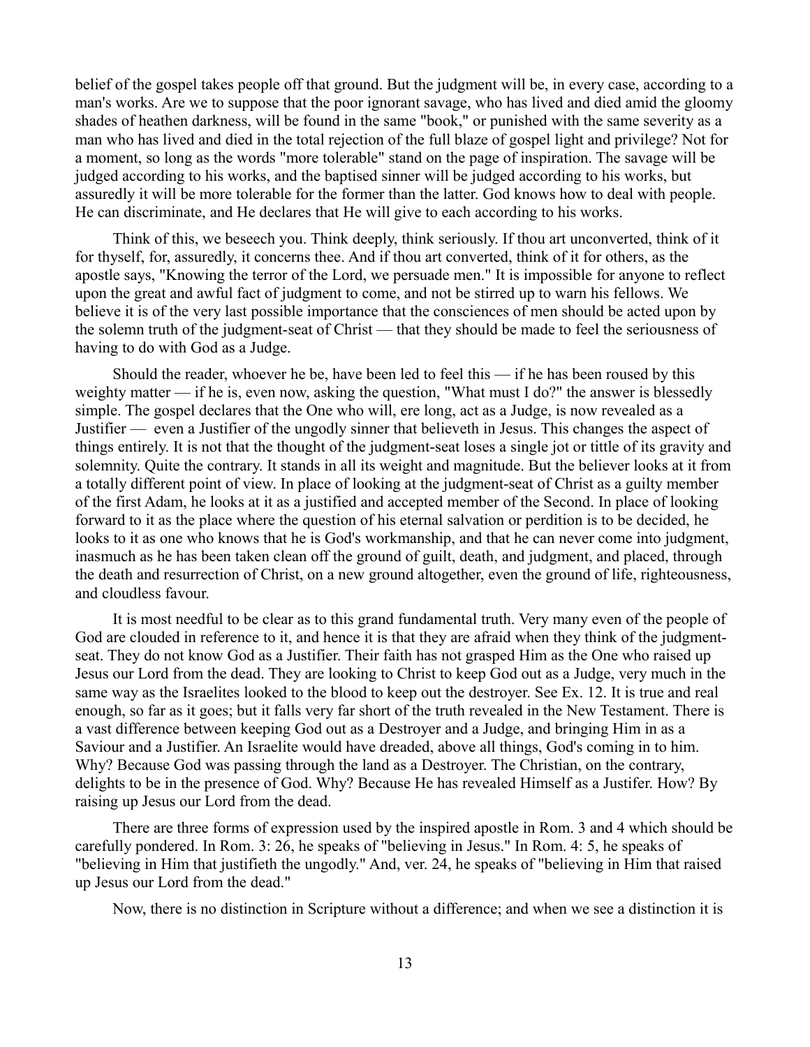belief of the gospel takes people off that ground. But the judgment will be, in every case, according to a man's works. Are we to suppose that the poor ignorant savage, who has lived and died amid the gloomy shades of heathen darkness, will be found in the same "book," or punished with the same severity as a man who has lived and died in the total rejection of the full blaze of gospel light and privilege? Not for a moment, so long as the words "more tolerable" stand on the page of inspiration. The savage will be judged according to his works, and the baptised sinner will be judged according to his works, but assuredly it will be more tolerable for the former than the latter. God knows how to deal with people. He can discriminate, and He declares that He will give to each according to his works.

Think of this, we beseech you. Think deeply, think seriously. If thou art unconverted, think of it for thyself, for, assuredly, it concerns thee. And if thou art converted, think of it for others, as the apostle says, "Knowing the terror of the Lord, we persuade men." It is impossible for anyone to reflect upon the great and awful fact of judgment to come, and not be stirred up to warn his fellows. We believe it is of the very last possible importance that the consciences of men should be acted upon by the solemn truth of the judgment-seat of Christ — that they should be made to feel the seriousness of having to do with God as a Judge.

Should the reader, whoever he be, have been led to feel this — if he has been roused by this weighty matter — if he is, even now, asking the question, "What must I do?" the answer is blessedly simple. The gospel declares that the One who will, ere long, act as a Judge, is now revealed as a Justifier — even a Justifier of the ungodly sinner that believeth in Jesus. This changes the aspect of things entirely. It is not that the thought of the judgment-seat loses a single jot or tittle of its gravity and solemnity. Quite the contrary. It stands in all its weight and magnitude. But the believer looks at it from a totally different point of view. In place of looking at the judgment-seat of Christ as a guilty member of the first Adam, he looks at it as a justified and accepted member of the Second. In place of looking forward to it as the place where the question of his eternal salvation or perdition is to be decided, he looks to it as one who knows that he is God's workmanship, and that he can never come into judgment, inasmuch as he has been taken clean off the ground of guilt, death, and judgment, and placed, through the death and resurrection of Christ, on a new ground altogether, even the ground of life, righteousness, and cloudless favour.

It is most needful to be clear as to this grand fundamental truth. Very many even of the people of God are clouded in reference to it, and hence it is that they are afraid when they think of the judgment-seat. They do not know God as a Justifier. Their faith has not grasped Him as the One who raised up Jesus our Lord from the dead. They are looking to Christ to keep God out as a Judge, very much in the same way as the Israelites looked to the blood to keep out the destroyer. See Ex. 12. It is true and real enough, so far as it goes; but it falls very far short of the truth revealed in the New Testament. There is a vast difference between keeping God out as a Destroyer and a Judge, and bringing Him in as a Saviour and a Justifier. An Israelite would have dreaded, above all things, God's coming in to him. Why? Because God was passing through the land as a Destroyer. The Christian, on the contrary, delights to be in the presence of God. Why? Because He has revealed Himself as a Justifer. How? By raising up Jesus our Lord from the dead.

There are three forms of expression used by the inspired apostle in Rom. 3 and 4 which should be carefully pondered. In Rom. 3: 26, he speaks of "believing in Jesus." In Rom. 4: 5, he speaks of "believing in Him that justifieth the ungodly." And, ver. 24, he speaks of "believing in Him that raised up Jesus our Lord from the dead."

Now, there is no distinction in Scripture without a difference; and when we see a distinction it is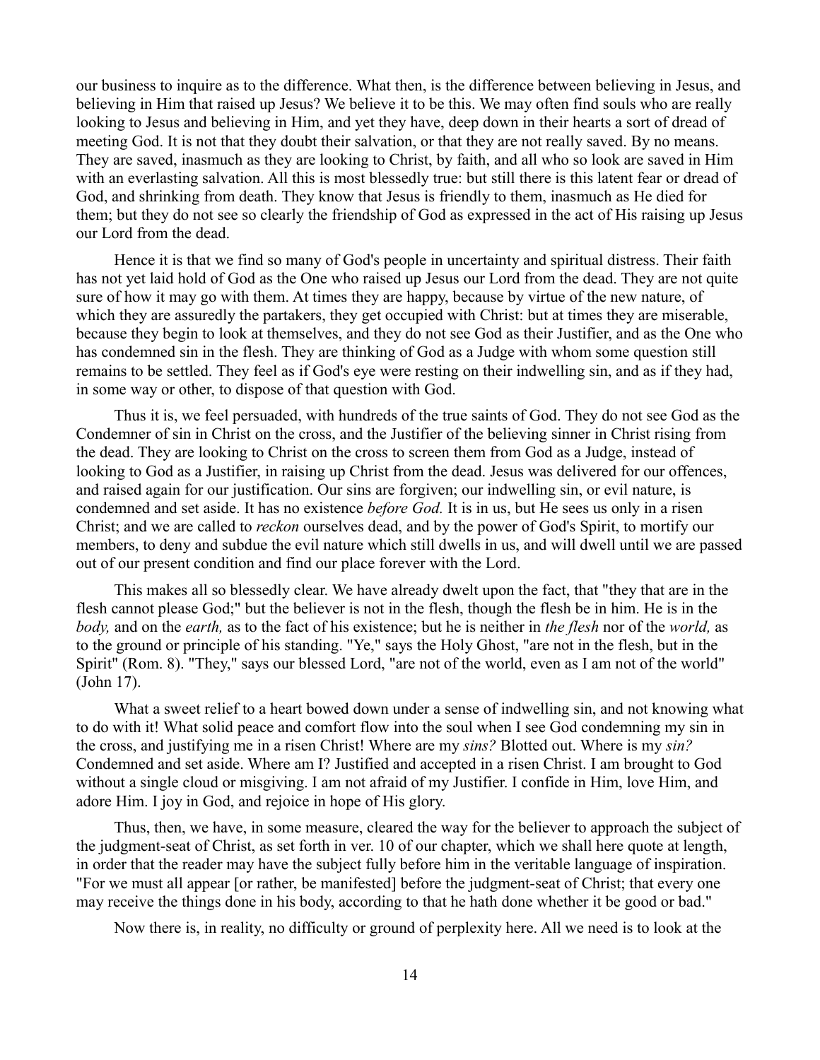our business to inquire as to the difference. What then, is the difference between believing in Jesus, and believing in Him that raised up Jesus? We believe it to be this. We may often find souls who are really looking to Jesus and believing in Him, and yet they have, deep down in their hearts a sort of dread of meeting God. It is not that they doubt their salvation, or that they are not really saved. By no means. They are saved, inasmuch as they are looking to Christ, by faith, and all who so look are saved in Him with an everlasting salvation. All this is most blessedly true: but still there is this latent fear or dread of God, and shrinking from death. They know that Jesus is friendly to them, inasmuch as He died for them; but they do not see so clearly the friendship of God as expressed in the act of His raising up Jesus our Lord from the dead.

Hence it is that we find so many of God's people in uncertainty and spiritual distress. Their faith has not yet laid hold of God as the One who raised up Jesus our Lord from the dead. They are not quite sure of how it may go with them. At times they are happy, because by virtue of the new nature, of which they are assuredly the partakers, they get occupied with Christ: but at times they are miserable, because they begin to look at themselves, and they do not see God as their Justifier, and as the One who has condemned sin in the flesh. They are thinking of God as a Judge with whom some question still remains to be settled. They feel as if God's eye were resting on their indwelling sin, and as if they had, in some way or other, to dispose of that question with God.

Thus it is, we feel persuaded, with hundreds of the true saints of God. They do not see God as the Condemner of sin in Christ on the cross, and the Justifier of the believing sinner in Christ rising from the dead. They are looking to Christ on the cross to screen them from God as a Judge, instead of looking to God as a Justifier, in raising up Christ from the dead. Jesus was delivered for our offences, and raised again for our justification. Our sins are forgiven; our indwelling sin, or evil nature, is condemned and set aside. It has no existence *before God.* It is in us, but He sees us only in a risen Christ; and we are called to *reckon* ourselves dead, and by the power of God's Spirit, to mortify our members, to deny and subdue the evil nature which still dwells in us, and will dwell until we are passed out of our present condition and find our place forever with the Lord.

This makes all so blessedly clear. We have already dwelt upon the fact, that "they that are in the flesh cannot please God;" but the believer is not in the flesh, though the flesh be in him. He is in the *body,* and on the *earth,* as to the fact of his existence; but he is neither in *the flesh* nor of the *world,* as to the ground or principle of his standing. "Ye," says the Holy Ghost, "are not in the flesh, but in the Spirit" (Rom. 8). "They," says our blessed Lord, "are not of the world, even as I am not of the world" (John 17).

What a sweet relief to a heart bowed down under a sense of indwelling sin, and not knowing what to do with it! What solid peace and comfort flow into the soul when I see God condemning my sin in the cross, and justifying me in a risen Christ! Where are my *sins?* Blotted out. Where is my *sin?* Condemned and set aside. Where am I? Justified and accepted in a risen Christ. I am brought to God without a single cloud or misgiving. I am not afraid of my Justifier. I confide in Him, love Him, and adore Him. I joy in God, and rejoice in hope of His glory.

Thus, then, we have, in some measure, cleared the way for the believer to approach the subject of the judgment-seat of Christ, as set forth in ver. 10 of our chapter, which we shall here quote at length, in order that the reader may have the subject fully before him in the veritable language of inspiration. "For we must all appear [or rather, be manifested] before the judgment-seat of Christ; that every one may receive the things done in his body, according to that he hath done whether it be good or bad."

Now there is, in reality, no difficulty or ground of perplexity here. All we need is to look at the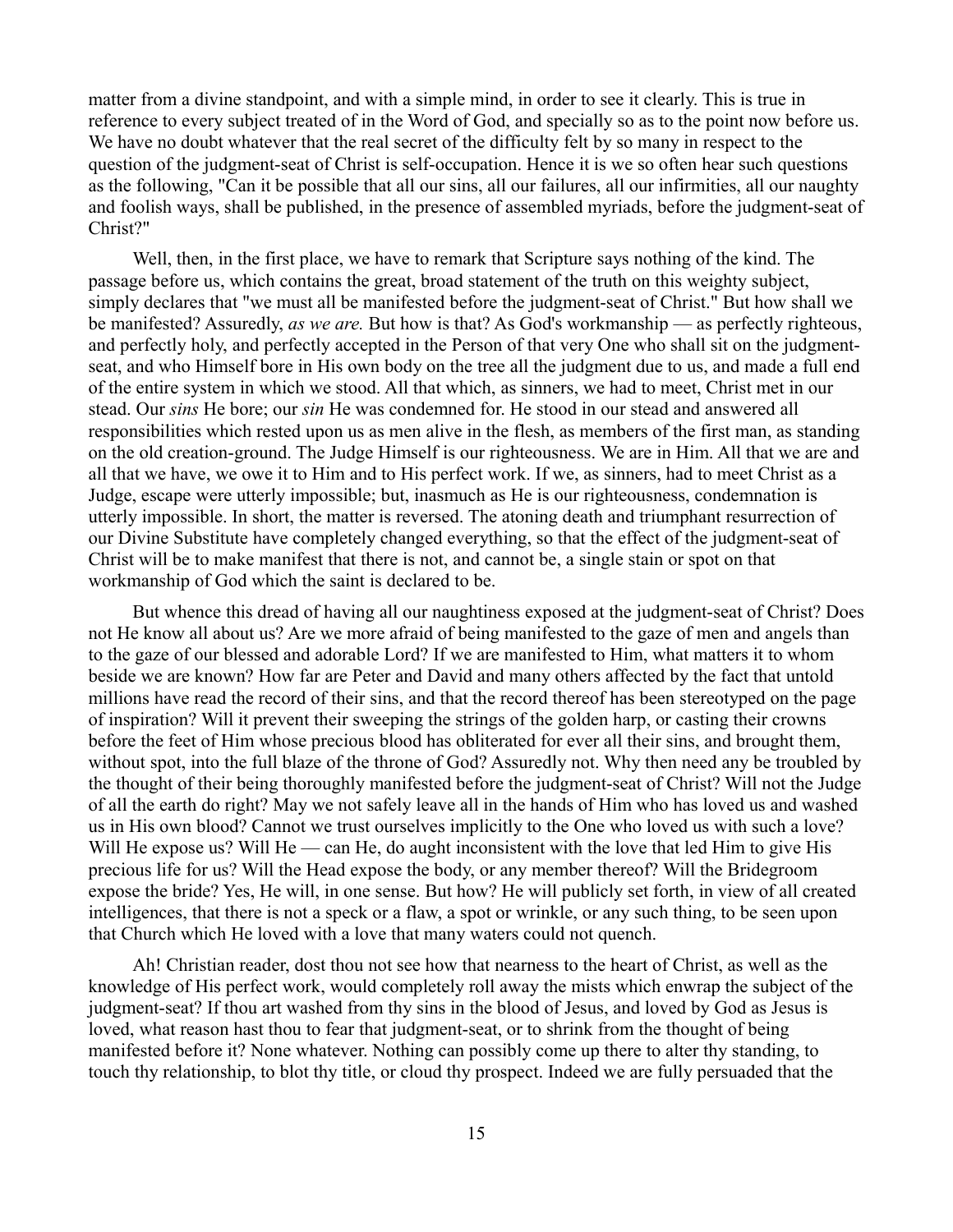matter from a divine standpoint, and with a simple mind, in order to see it clearly. This is true in reference to every subject treated of in the Word of God, and specially so as to the point now before us. We have no doubt whatever that the real secret of the difficulty felt by so many in respect to the question of the judgment-seat of Christ is self-occupation. Hence it is we so often hear such questions as the following, "Can it be possible that all our sins, all our failures, all our infirmities, all our naughty and foolish ways, shall be published, in the presence of assembled myriads, before the judgment-seat of Christ?"

Well, then, in the first place, we have to remark that Scripture says nothing of the kind. The passage before us, which contains the great, broad statement of the truth on this weighty subject, simply declares that "we must all be manifested before the judgment-seat of Christ." But how shall we be manifested? Assuredly, *as we are.* But how is that? As God's workmanship — as perfectly righteous, and perfectly holy, and perfectly accepted in the Person of that very One who shall sit on the judgment-seat, and who Himself bore in His own body on the tree all the judgment due to us, and made a full end of the entire system in which we stood. All that which, as sinners, we had to meet, Christ met in our stead. Our *sins* He bore; our *sin* He was condemned for. He stood in our stead and answered all responsibilities which rested upon us as men alive in the flesh, as members of the first man, as standing on the old creation-ground. The Judge Himself is our righteousness. We are in Him. All that we are and all that we have, we owe it to Him and to His perfect work. If we, as sinners, had to meet Christ as a Judge, escape were utterly impossible; but, inasmuch as He is our righteousness, condemnation is utterly impossible. In short, the matter is reversed. The atoning death and triumphant resurrection of our Divine Substitute have completely changed everything, so that the effect of the judgment-seat of Christ will be to make manifest that there is not, and cannot be, a single stain or spot on that workmanship of God which the saint is declared to be.

But whence this dread of having all our naughtiness exposed at the judgment-seat of Christ? Does not He know all about us? Are we more afraid of being manifested to the gaze of men and angels than to the gaze of our blessed and adorable Lord? If we are manifested to Him, what matters it to whom beside we are known? How far are Peter and David and many others affected by the fact that untold millions have read the record of their sins, and that the record thereof has been stereotyped on the page of inspiration? Will it prevent their sweeping the strings of the golden harp, or casting their crowns before the feet of Him whose precious blood has obliterated for ever all their sins, and brought them, without spot, into the full blaze of the throne of God? Assuredly not. Why then need any be troubled by the thought of their being thoroughly manifested before the judgment-seat of Christ? Will not the Judge of all the earth do right? May we not safely leave all in the hands of Him who has loved us and washed us in His own blood? Cannot we trust ourselves implicitly to the One who loved us with such a love? Will He expose us? Will He — can He, do aught inconsistent with the love that led Him to give His precious life for us? Will the Head expose the body, or any member thereof? Will the Bridegroom expose the bride? Yes, He will, in one sense. But how? He will publicly set forth, in view of all created intelligences, that there is not a speck or a flaw, a spot or wrinkle, or any such thing, to be seen upon that Church which He loved with a love that many waters could not quench.

Ah! Christian reader, dost thou not see how that nearness to the heart of Christ, as well as the knowledge of His perfect work, would completely roll away the mists which enwrap the subject of the judgment-seat? If thou art washed from thy sins in the blood of Jesus, and loved by God as Jesus is loved, what reason hast thou to fear that judgment-seat, or to shrink from the thought of being manifested before it? None whatever. Nothing can possibly come up there to alter thy standing, to touch thy relationship, to blot thy title, or cloud thy prospect. Indeed we are fully persuaded that the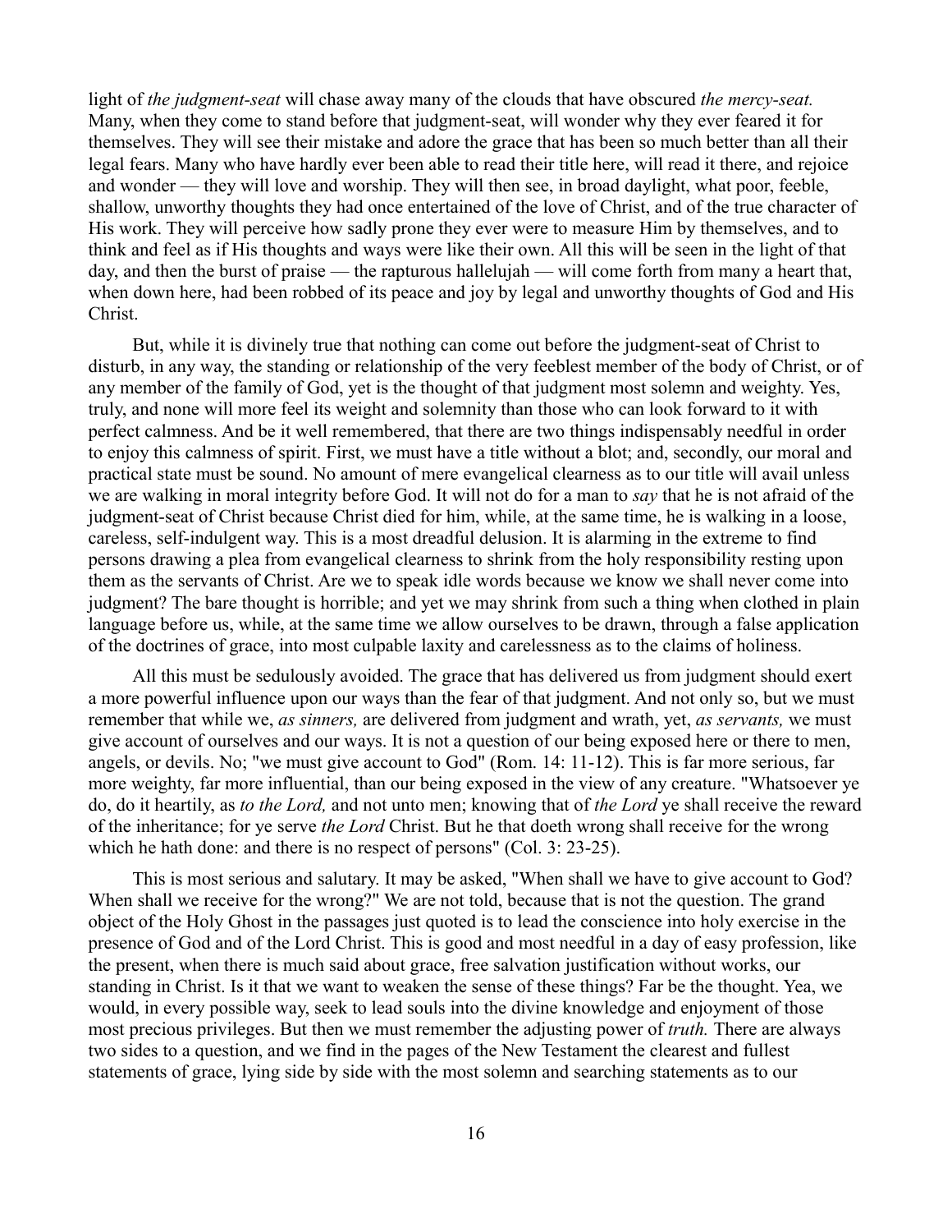light of *the judgment-seat* will chase away many of the clouds that have obscured *the mercy-seat.* Many, when they come to stand before that judgment-seat, will wonder why they ever feared it for themselves. They will see their mistake and adore the grace that has been so much better than all their legal fears. Many who have hardly ever been able to read their title here, will read it there, and rejoice and wonder — they will love and worship. They will then see, in broad daylight, what poor, feeble, shallow, unworthy thoughts they had once entertained of the love of Christ, and of the true character of His work. They will perceive how sadly prone they ever were to measure Him by themselves, and to think and feel as if His thoughts and ways were like their own. All this will be seen in the light of that day, and then the burst of praise — the rapturous hallelujah — will come forth from many a heart that, when down here, had been robbed of its peace and joy by legal and unworthy thoughts of God and His Christ.

But, while it is divinely true that nothing can come out before the judgment-seat of Christ to disturb, in any way, the standing or relationship of the very feeblest member of the body of Christ, or of any member of the family of God, yet is the thought of that judgment most solemn and weighty. Yes, truly, and none will more feel its weight and solemnity than those who can look forward to it with perfect calmness. And be it well remembered, that there are two things indispensably needful in order to enjoy this calmness of spirit. First, we must have a title without a blot; and, secondly, our moral and practical state must be sound. No amount of mere evangelical clearness as to our title will avail unless we are walking in moral integrity before God. It will not do for a man to *say* that he is not afraid of the judgment-seat of Christ because Christ died for him, while, at the same time, he is walking in a loose, careless, self-indulgent way. This is a most dreadful delusion. It is alarming in the extreme to find persons drawing a plea from evangelical clearness to shrink from the holy responsibility resting upon them as the servants of Christ. Are we to speak idle words because we know we shall never come into judgment? The bare thought is horrible; and yet we may shrink from such a thing when clothed in plain language before us, while, at the same time we allow ourselves to be drawn, through a false application of the doctrines of grace, into most culpable laxity and carelessness as to the claims of holiness.

All this must be sedulously avoided. The grace that has delivered us from judgment should exert a more powerful influence upon our ways than the fear of that judgment. And not only so, but we must remember that while we, *as sinners,* are delivered from judgment and wrath, yet, *as servants,* we must give account of ourselves and our ways. It is not a question of our being exposed here or there to men, angels, or devils. No; "we must give account to God" (Rom. 14: 11-12). This is far more serious, far more weighty, far more influential, than our being exposed in the view of any creature. "Whatsoever ye do, do it heartily, as *to the Lord,* and not unto men; knowing that of *the Lord* ye shall receive the reward of the inheritance; for ye serve *the Lord* Christ. But he that doeth wrong shall receive for the wrong which he hath done: and there is no respect of persons" (Col. 3: 23-25).

This is most serious and salutary. It may be asked, "When shall we have to give account to God? When shall we receive for the wrong?" We are not told, because that is not the question. The grand object of the Holy Ghost in the passages just quoted is to lead the conscience into holy exercise in the presence of God and of the Lord Christ. This is good and most needful in a day of easy profession, like the present, when there is much said about grace, free salvation justification without works, our standing in Christ. Is it that we want to weaken the sense of these things? Far be the thought. Yea, we would, in every possible way, seek to lead souls into the divine knowledge and enjoyment of those most precious privileges. But then we must remember the adjusting power of *truth.* There are always two sides to a question, and we find in the pages of the New Testament the clearest and fullest statements of grace, lying side by side with the most solemn and searching statements as to our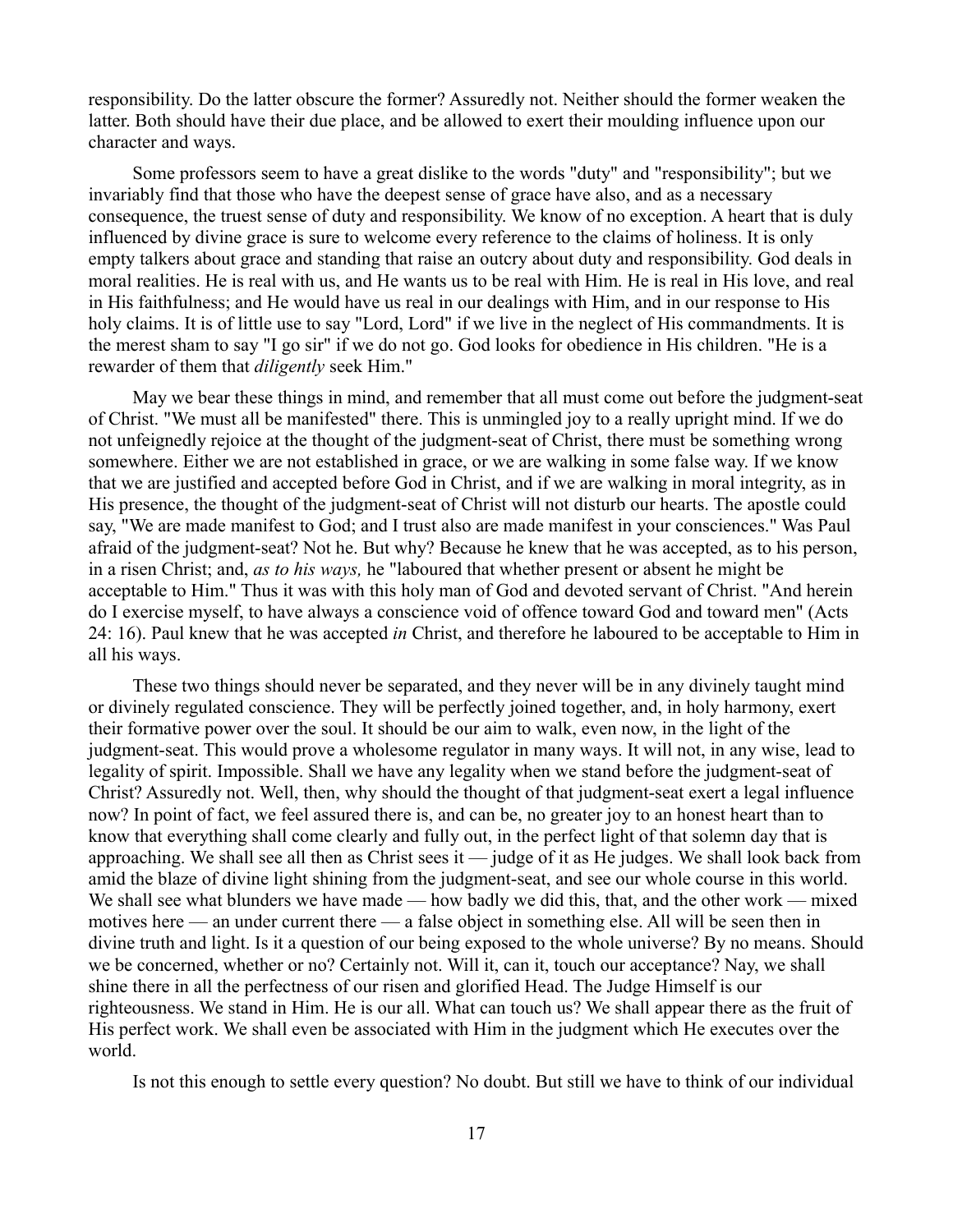responsibility. Do the latter obscure the former? Assuredly not. Neither should the former weaken the latter. Both should have their due place, and be allowed to exert their moulding influence upon our character and ways.

Some professors seem to have a great dislike to the words "duty" and "responsibility"; but we invariably find that those who have the deepest sense of grace have also, and as a necessary consequence, the truest sense of duty and responsibility. We know of no exception. A heart that is duly influenced by divine grace is sure to welcome every reference to the claims of holiness. It is only empty talkers about grace and standing that raise an outcry about duty and responsibility. God deals in moral realities. He is real with us, and He wants us to be real with Him. He is real in His love, and real in His faithfulness; and He would have us real in our dealings with Him, and in our response to His holy claims. It is of little use to say "Lord, Lord" if we live in the neglect of His commandments. It is the merest sham to say "I go sir" if we do not go. God looks for obedience in His children. "He is a rewarder of them that *diligently* seek Him."

May we bear these things in mind, and remember that all must come out before the judgment-seat of Christ. "We must all be manifested" there. This is unmingled joy to a really upright mind. If we do not unfeignedly rejoice at the thought of the judgment-seat of Christ, there must be something wrong somewhere. Either we are not established in grace, or we are walking in some false way. If we know that we are justified and accepted before God in Christ, and if we are walking in moral integrity, as in His presence, the thought of the judgment-seat of Christ will not disturb our hearts. The apostle could say, "We are made manifest to God; and I trust also are made manifest in your consciences." Was Paul afraid of the judgment-seat? Not he. But why? Because he knew that he was accepted, as to his person, in a risen Christ; and, *as to his ways,* he "laboured that whether present or absent he might be acceptable to Him." Thus it was with this holy man of God and devoted servant of Christ. "And herein do I exercise myself, to have always a conscience void of offence toward God and toward men" (Acts 24: 16). Paul knew that he was accepted *in* Christ, and therefore he laboured to be acceptable to Him in all his ways.

These two things should never be separated, and they never will be in any divinely taught mind or divinely regulated conscience. They will be perfectly joined together, and, in holy harmony, exert their formative power over the soul. It should be our aim to walk, even now, in the light of the judgment-seat. This would prove a wholesome regulator in many ways. It will not, in any wise, lead to legality of spirit. Impossible. Shall we have any legality when we stand before the judgment-seat of Christ? Assuredly not. Well, then, why should the thought of that judgment-seat exert a legal influence now? In point of fact, we feel assured there is, and can be, no greater joy to an honest heart than to know that everything shall come clearly and fully out, in the perfect light of that solemn day that is approaching. We shall see all then as Christ sees it — judge of it as He judges. We shall look back from amid the blaze of divine light shining from the judgment-seat, and see our whole course in this world. We shall see what blunders we have made — how badly we did this, that, and the other work — mixed motives here — an under current there — a false object in something else. All will be seen then in divine truth and light. Is it a question of our being exposed to the whole universe? By no means. Should we be concerned, whether or no? Certainly not. Will it, can it, touch our acceptance? Nay, we shall shine there in all the perfectness of our risen and glorified Head. The Judge Himself is our righteousness. We stand in Him. He is our all. What can touch us? We shall appear there as the fruit of His perfect work. We shall even be associated with Him in the judgment which He executes over the world.

Is not this enough to settle every question? No doubt. But still we have to think of our individual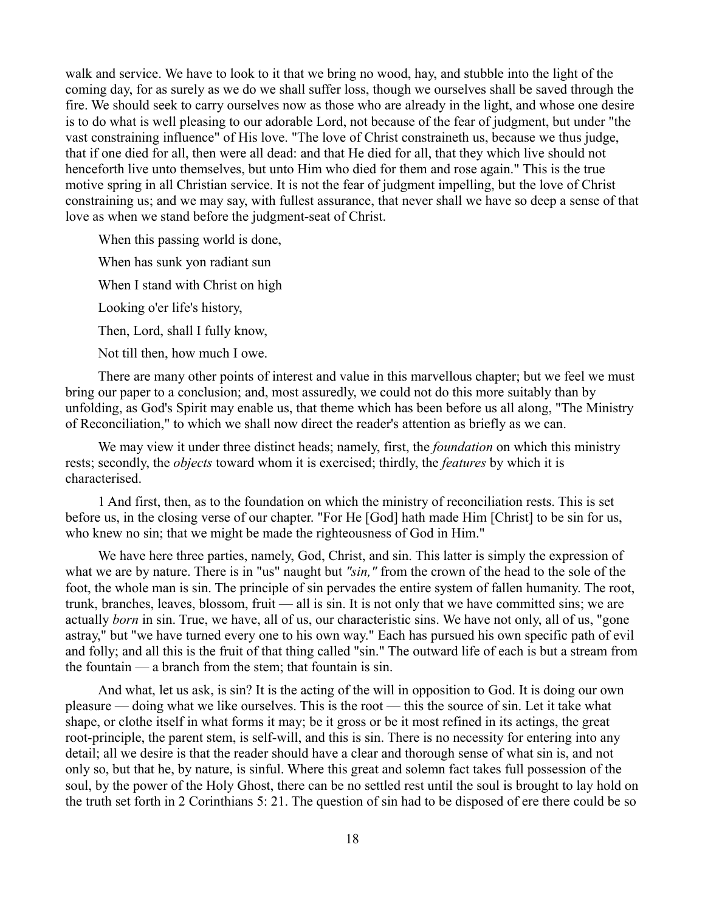walk and service. We have to look to it that we bring no wood, hay, and stubble into the light of the coming day, for as surely as we do we shall suffer loss, though we ourselves shall be saved through the fire. We should seek to carry ourselves now as those who are already in the light, and whose one desire is to do what is well pleasing to our adorable Lord, not because of the fear of judgment, but under "the vast constraining influence" of His love. "The love of Christ constraineth us, because we thus judge, that if one died for all, then were all dead: and that He died for all, that they which live should not henceforth live unto themselves, but unto Him who died for them and rose again." This is the true motive spring in all Christian service. It is not the fear of judgment impelling, but the love of Christ constraining us; and we may say, with fullest assurance, that never shall we have so deep a sense of that love as when we stand before the judgment-seat of Christ.

When this passing world is done,

When has sunk yon radiant sun

When I stand with Christ on high

Looking o'er life's history,

Then, Lord, shall I fully know,

Not till then, how much I owe.

There are many other points of interest and value in this marvellous chapter; but we feel we must bring our paper to a conclusion; and, most assuredly, we could not do this more suitably than by unfolding, as God's Spirit may enable us, that theme which has been before us all along, "The Ministry of Reconciliation," to which we shall now direct the reader's attention as briefly as we can.

We may view it under three distinct heads; namely, first, the *foundation* on which this ministry rests; secondly, the *objects* toward whom it is exercised; thirdly, the *features* by which it is characterised.

1 And first, then, as to the foundation on which the ministry of reconciliation rests. This is set before us, in the closing verse of our chapter. "For He [God] hath made Him [Christ] to be sin for us, who knew no sin; that we might be made the righteousness of God in Him."

We have here three parties, namely, God, Christ, and sin. This latter is simply the expression of what we are by nature. There is in "us" naught but *"sin,"* from the crown of the head to the sole of the foot, the whole man is sin. The principle of sin pervades the entire system of fallen humanity. The root, trunk, branches, leaves, blossom, fruit — all is sin. It is not only that we have committed sins; we are actually *born* in sin. True, we have, all of us, our characteristic sins. We have not only, all of us, "gone astray," but "we have turned every one to his own way." Each has pursued his own specific path of evil and folly; and all this is the fruit of that thing called "sin." The outward life of each is but a stream from the fountain — a branch from the stem; that fountain is sin.

And what, let us ask, is sin? It is the acting of the will in opposition to God. It is doing our own pleasure — doing what we like ourselves. This is the root — this the source of sin. Let it take what shape, or clothe itself in what forms it may; be it gross or be it most refined in its actings, the great root-principle, the parent stem, is self-will, and this is sin. There is no necessity for entering into any detail; all we desire is that the reader should have a clear and thorough sense of what sin is, and not only so, but that he, by nature, is sinful. Where this great and solemn fact takes full possession of the soul, by the power of the Holy Ghost, there can be no settled rest until the soul is brought to lay hold on the truth set forth in 2 Corinthians 5: 21. The question of sin had to be disposed of ere there could be so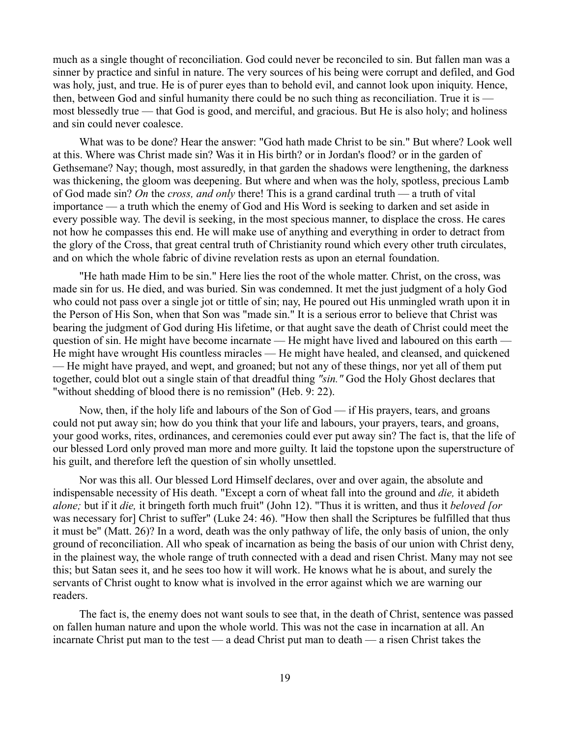much as a single thought of reconciliation. God could never be reconciled to sin. But fallen man was a sinner by practice and sinful in nature. The very sources of his being were corrupt and defiled, and God was holy, just, and true. He is of purer eyes than to behold evil, and cannot look upon iniquity. Hence, then, between God and sinful humanity there could be no such thing as reconciliation. True it is — most blessedly true — that God is good, and merciful, and gracious. But He is also holy; and holiness and sin could never coalesce.

What was to be done? Hear the answer: "God hath made Christ to be sin." But where? Look well at this. Where was Christ made sin? Was it in His birth? or in Jordan's flood? or in the garden of Gethsemane? Nay; though, most assuredly, in that garden the shadows were lengthening, the darkness was thickening, the gloom was deepening. But where and when was the holy, spotless, precious Lamb of God made sin? *On* the *cross, and only* there! This is a grand cardinal truth — a truth of vital importance — a truth which the enemy of God and His Word is seeking to darken and set aside in every possible way. The devil is seeking, in the most specious manner, to displace the cross. He cares not how he compasses this end. He will make use of anything and everything in order to detract from the glory of the Cross, that great central truth of Christianity round which every other truth circulates, and on which the whole fabric of divine revelation rests as upon an eternal foundation.

"He hath made Him to be sin." Here lies the root of the whole matter. Christ, on the cross, was made sin for us. He died, and was buried. Sin was condemned. It met the just judgment of a holy God who could not pass over a single jot or tittle of sin; nay, He poured out His unmingled wrath upon it in the Person of His Son, when that Son was "made sin." It is a serious error to believe that Christ was bearing the judgment of God during His lifetime, or that aught save the death of Christ could meet the question of sin. He might have become incarnate — He might have lived and laboured on this earth — He might have wrought His countless miracles — He might have healed, and cleansed, and quickened — He might have prayed, and wept, and groaned; but not any of these things, nor yet all of them put together, could blot out a single stain of that dreadful thing *"sin."* God the Holy Ghost declares that "without shedding of blood there is no remission" (Heb. 9: 22).

Now, then, if the holy life and labours of the Son of God — if His prayers, tears, and groans could not put away sin; how do you think that your life and labours, your prayers, tears, and groans, your good works, rites, ordinances, and ceremonies could ever put away sin? The fact is, that the life of our blessed Lord only proved man more and more guilty. It laid the topstone upon the superstructure of his guilt, and therefore left the question of sin wholly unsettled.

Nor was this all. Our blessed Lord Himself declares, over and over again, the absolute and indispensable necessity of His death. "Except a corn of wheat fall into the ground and *die,* it abideth *alone;* but if it *die,* it bringeth forth much fruit" (John 12). "Thus it is written, and thus it *beloved [or* was necessary for] Christ to suffer" (Luke 24: 46). "How then shall the Scriptures be fulfilled that thus it must be" (Matt. 26)? In a word, death was the only pathway of life, the only basis of union, the only ground of reconciliation. All who speak of incarnation as being the basis of our union with Christ deny, in the plainest way, the whole range of truth connected with a dead and risen Christ. Many may not see this; but Satan sees it, and he sees too how it will work. He knows what he is about, and surely the servants of Christ ought to know what is involved in the error against which we are warning our readers.

The fact is, the enemy does not want souls to see that, in the death of Christ, sentence was passed on fallen human nature and upon the whole world. This was not the case in incarnation at all. An incarnate Christ put man to the test — a dead Christ put man to death — a risen Christ takes the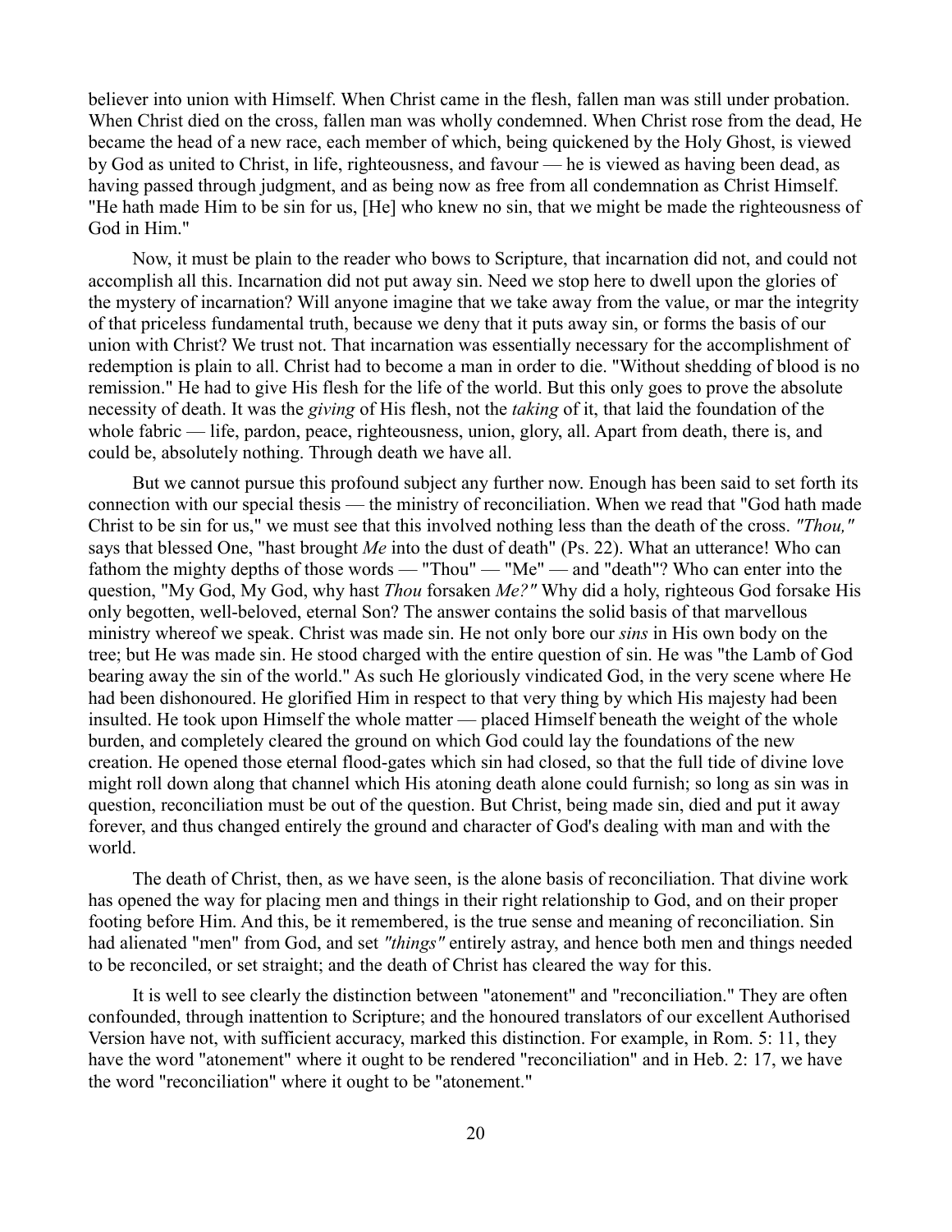believer into union with Himself. When Christ came in the flesh, fallen man was still under probation. When Christ died on the cross, fallen man was wholly condemned. When Christ rose from the dead, He became the head of a new race, each member of which, being quickened by the Holy Ghost, is viewed by God as united to Christ, in life, righteousness, and favour — he is viewed as having been dead, as having passed through judgment, and as being now as free from all condemnation as Christ Himself. "He hath made Him to be sin for us, [He] who knew no sin, that we might be made the righteousness of God in Him."

Now, it must be plain to the reader who bows to Scripture, that incarnation did not, and could not accomplish all this. Incarnation did not put away sin. Need we stop here to dwell upon the glories of the mystery of incarnation? Will anyone imagine that we take away from the value, or mar the integrity of that priceless fundamental truth, because we deny that it puts away sin, or forms the basis of our union with Christ? We trust not. That incarnation was essentially necessary for the accomplishment of redemption is plain to all. Christ had to become a man in order to die. "Without shedding of blood is no remission." He had to give His flesh for the life of the world. But this only goes to prove the absolute necessity of death. It was the *giving* of His flesh, not the *taking* of it, that laid the foundation of the whole fabric — life, pardon, peace, righteousness, union, glory, all. Apart from death, there is, and could be, absolutely nothing. Through death we have all.

But we cannot pursue this profound subject any further now. Enough has been said to set forth its connection with our special thesis — the ministry of reconciliation. When we read that "God hath made Christ to be sin for us," we must see that this involved nothing less than the death of the cross. *"Thou,"* says that blessed One, "hast brought *Me* into the dust of death" (Ps. 22). What an utterance! Who can fathom the mighty depths of those words — "Thou" — "Me" — and "death"? Who can enter into the question, "My God, My God, why hast *Thou* forsaken *Me?"* Why did a holy, righteous God forsake His only begotten, well-beloved, eternal Son? The answer contains the solid basis of that marvellous ministry whereof we speak. Christ was made sin. He not only bore our *sins* in His own body on the tree; but He was made sin. He stood charged with the entire question of sin. He was "the Lamb of God bearing away the sin of the world." As such He gloriously vindicated God, in the very scene where He had been dishonoured. He glorified Him in respect to that very thing by which His majesty had been insulted. He took upon Himself the whole matter — placed Himself beneath the weight of the whole burden, and completely cleared the ground on which God could lay the foundations of the new creation. He opened those eternal flood-gates which sin had closed, so that the full tide of divine love might roll down along that channel which His atoning death alone could furnish; so long as sin was in question, reconciliation must be out of the question. But Christ, being made sin, died and put it away forever, and thus changed entirely the ground and character of God's dealing with man and with the world.

The death of Christ, then, as we have seen, is the alone basis of reconciliation. That divine work has opened the way for placing men and things in their right relationship to God, and on their proper footing before Him. And this, be it remembered, is the true sense and meaning of reconciliation. Sin had alienated "men" from God, and set *"things"* entirely astray, and hence both men and things needed to be reconciled, or set straight; and the death of Christ has cleared the way for this.

It is well to see clearly the distinction between "atonement" and "reconciliation." They are often confounded, through inattention to Scripture; and the honoured translators of our excellent Authorised Version have not, with sufficient accuracy, marked this distinction. For example, in Rom. 5: 11, they have the word "atonement" where it ought to be rendered "reconciliation" and in Heb. 2: 17, we have the word "reconciliation" where it ought to be "atonement."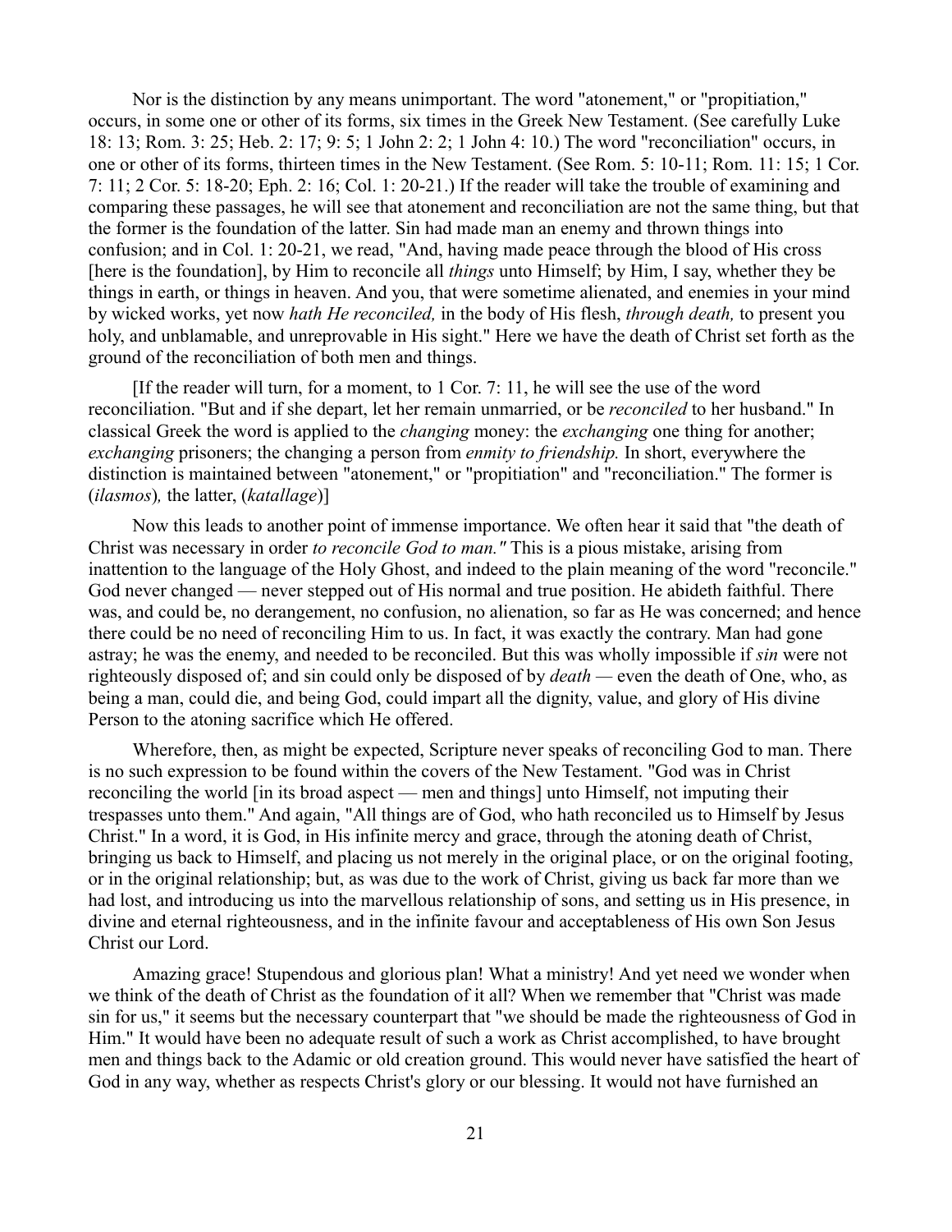Nor is the distinction by any means unimportant. The word "atonement," or "propitiation," occurs, in some one or other of its forms, six times in the Greek New Testament. (See carefully Luke 18: 13; Rom. 3: 25; Heb. 2: 17; 9: 5; 1 John 2: 2; 1 John 4: 10.) The word "reconciliation" occurs, in one or other of its forms, thirteen times in the New Testament. (See Rom. 5: 10-11; Rom. 11: 15; 1 Cor. 7: 11; 2 Cor. 5: 18-20; Eph. 2: 16; Col. 1: 20-21.) If the reader will take the trouble of examining and comparing these passages, he will see that atonement and reconciliation are not the same thing, but that the former is the foundation of the latter. Sin had made man an enemy and thrown things into confusion; and in Col. 1: 20-21, we read, "And, having made peace through the blood of His cross [here is the foundation], by Him to reconcile all *things* unto Himself; by Him, I say, whether they be things in earth, or things in heaven. And you, that were sometime alienated, and enemies in your mind by wicked works, yet now *hath He reconciled,* in the body of His flesh, *through death,* to present you holy, and unblamable, and unreprovable in His sight." Here we have the death of Christ set forth as the ground of the reconciliation of both men and things.

[If the reader will turn, for a moment, to 1 Cor. 7: 11, he will see the use of the word reconciliation. "But and if she depart, let her remain unmarried, or be *reconciled* to her husband." In classical Greek the word is applied to the *changing* money: the *exchanging* one thing for another; *exchanging* prisoners; the changing a person from *enmity to friendship.* In short, everywhere the distinction is maintained between "atonement," or "propitiation" and "reconciliation." The former is (*ilasmos*)*,* the latter, (*katallage*)]

Now this leads to another point of immense importance. We often hear it said that "the death of Christ was necessary in order *to reconcile God to man."* This is a pious mistake, arising from inattention to the language of the Holy Ghost, and indeed to the plain meaning of the word "reconcile." God never changed — never stepped out of His normal and true position. He abideth faithful. There was, and could be, no derangement, no confusion, no alienation, so far as He was concerned; and hence there could be no need of reconciling Him to us. In fact, it was exactly the contrary. Man had gone astray; he was the enemy, and needed to be reconciled. But this was wholly impossible if *sin* were not righteously disposed of; and sin could only be disposed of by *death* — even the death of One, who, as being a man, could die, and being God, could impart all the dignity, value, and glory of His divine Person to the atoning sacrifice which He offered.

Wherefore, then, as might be expected, Scripture never speaks of reconciling God to man. There is no such expression to be found within the covers of the New Testament. "God was in Christ reconciling the world [in its broad aspect — men and things] unto Himself, not imputing their trespasses unto them." And again, "All things are of God, who hath reconciled us to Himself by Jesus Christ." In a word, it is God, in His infinite mercy and grace, through the atoning death of Christ, bringing us back to Himself, and placing us not merely in the original place, or on the original footing, or in the original relationship; but, as was due to the work of Christ, giving us back far more than we had lost, and introducing us into the marvellous relationship of sons, and setting us in His presence, in divine and eternal righteousness, and in the infinite favour and acceptableness of His own Son Jesus Christ our Lord.

Amazing grace! Stupendous and glorious plan! What a ministry! And yet need we wonder when we think of the death of Christ as the foundation of it all? When we remember that "Christ was made sin for us," it seems but the necessary counterpart that "we should be made the righteousness of God in Him." It would have been no adequate result of such a work as Christ accomplished, to have brought men and things back to the Adamic or old creation ground. This would never have satisfied the heart of God in any way, whether as respects Christ's glory or our blessing. It would not have furnished an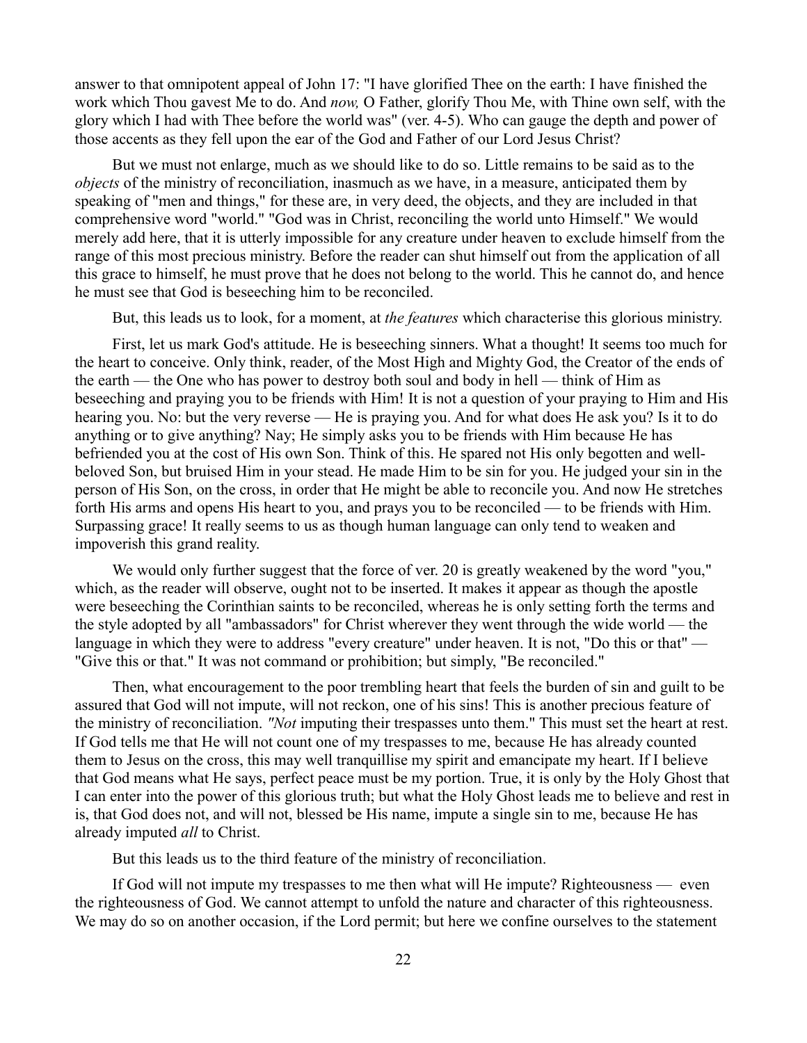answer to that omnipotent appeal of John 17: "I have glorified Thee on the earth: I have finished the work which Thou gavest Me to do. And *now,* O Father, glorify Thou Me, with Thine own self, with the glory which I had with Thee before the world was" (ver. 4-5). Who can gauge the depth and power of those accents as they fell upon the ear of the God and Father of our Lord Jesus Christ?

But we must not enlarge, much as we should like to do so. Little remains to be said as to the *objects* of the ministry of reconciliation, inasmuch as we have, in a measure, anticipated them by speaking of "men and things," for these are, in very deed, the objects, and they are included in that comprehensive word "world." "God was in Christ, reconciling the world unto Himself." We would merely add here, that it is utterly impossible for any creature under heaven to exclude himself from the range of this most precious ministry. Before the reader can shut himself out from the application of all this grace to himself, he must prove that he does not belong to the world. This he cannot do, and hence he must see that God is beseeching him to be reconciled.

But, this leads us to look, for a moment, at *the features* which characterise this glorious ministry.

First, let us mark God's attitude. He is beseeching sinners. What a thought! It seems too much for the heart to conceive. Only think, reader, of the Most High and Mighty God, the Creator of the ends of the earth — the One who has power to destroy both soul and body in hell — think of Him as beseeching and praying you to be friends with Him! It is not a question of your praying to Him and His hearing you. No: but the very reverse — He is praying you. And for what does He ask you? Is it to do anything or to give anything? Nay; He simply asks you to be friends with Him because He has befriended you at the cost of His own Son. Think of this. He spared not His only begotten and well-beloved Son, but bruised Him in your stead. He made Him to be sin for you. He judged your sin in the person of His Son, on the cross, in order that He might be able to reconcile you. And now He stretches forth His arms and opens His heart to you, and prays you to be reconciled — to be friends with Him. Surpassing grace! It really seems to us as though human language can only tend to weaken and impoverish this grand reality.

We would only further suggest that the force of ver. 20 is greatly weakened by the word "you," which, as the reader will observe, ought not to be inserted. It makes it appear as though the apostle were beseeching the Corinthian saints to be reconciled, whereas he is only setting forth the terms and the style adopted by all "ambassadors" for Christ wherever they went through the wide world — the language in which they were to address "every creature" under heaven. It is not, "Do this or that" — "Give this or that." It was not command or prohibition; but simply, "Be reconciled."

Then, what encouragement to the poor trembling heart that feels the burden of sin and guilt to be assured that God will not impute, will not reckon, one of his sins! This is another precious feature of the ministry of reconciliation. *"Not* imputing their trespasses unto them." This must set the heart at rest. If God tells me that He will not count one of my trespasses to me, because He has already counted them to Jesus on the cross, this may well tranquillise my spirit and emancipate my heart. If I believe that God means what He says, perfect peace must be my portion. True, it is only by the Holy Ghost that I can enter into the power of this glorious truth; but what the Holy Ghost leads me to believe and rest in is, that God does not, and will not, blessed be His name, impute a single sin to me, because He has already imputed *all* to Christ.

But this leads us to the third feature of the ministry of reconciliation.

If God will not impute my trespasses to me then what will He impute? Righteousness — even the righteousness of God. We cannot attempt to unfold the nature and character of this righteousness. We may do so on another occasion, if the Lord permit; but here we confine ourselves to the statement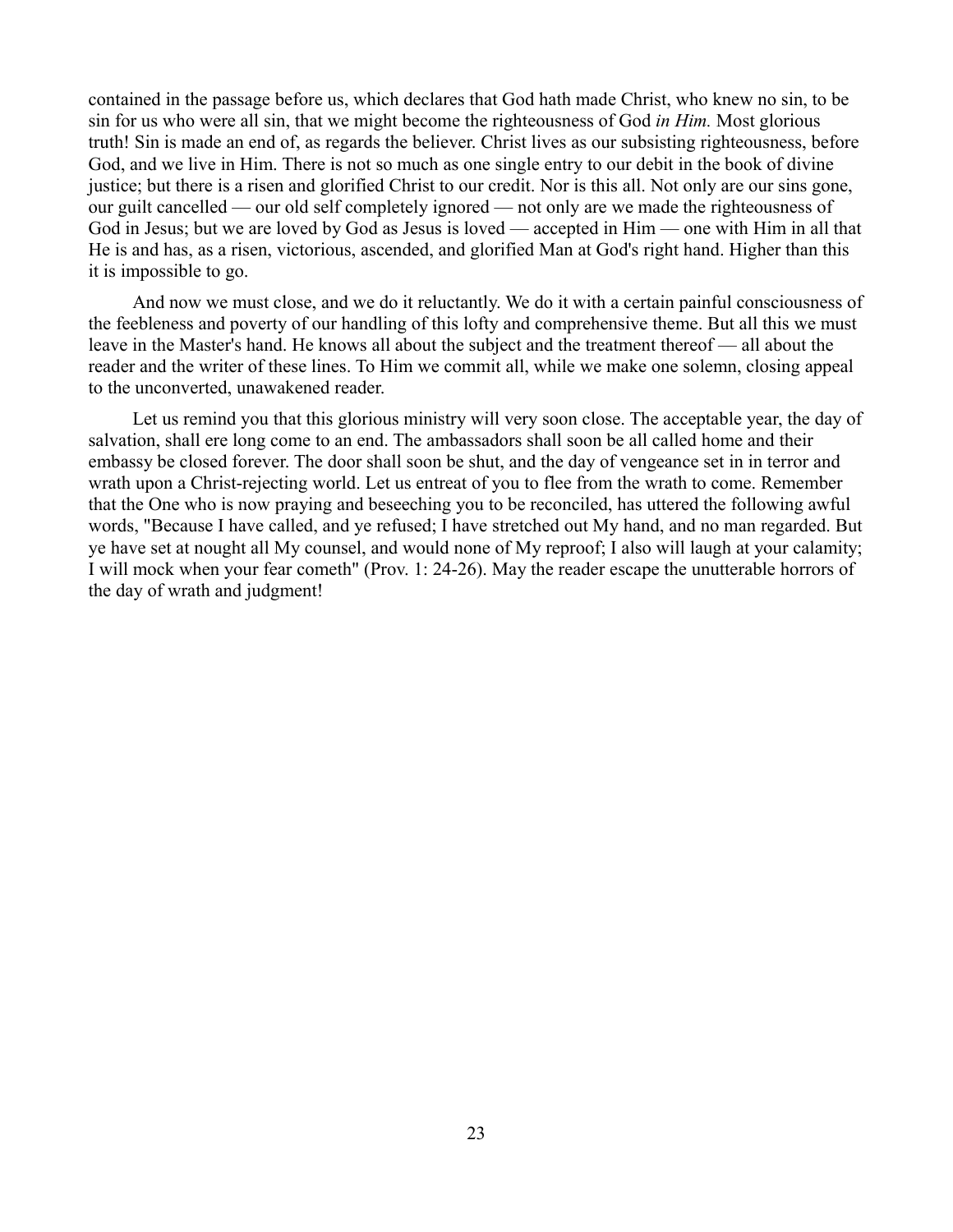contained in the passage before us, which declares that God hath made Christ, who knew no sin, to be sin for us who were all sin, that we might become the righteousness of God *in Him.* Most glorious truth! Sin is made an end of, as regards the believer. Christ lives as our subsisting righteousness, before God, and we live in Him. There is not so much as one single entry to our debit in the book of divine justice; but there is a risen and glorified Christ to our credit. Nor is this all. Not only are our sins gone, our guilt cancelled — our old self completely ignored — not only are we made the righteousness of God in Jesus; but we are loved by God as Jesus is loved — accepted in Him — one with Him in all that He is and has, as a risen, victorious, ascended, and glorified Man at God's right hand. Higher than this it is impossible to go.

And now we must close, and we do it reluctantly. We do it with a certain painful consciousness of the feebleness and poverty of our handling of this lofty and comprehensive theme. But all this we must leave in the Master's hand. He knows all about the subject and the treatment thereof — all about the reader and the writer of these lines. To Him we commit all, while we make one solemn, closing appeal to the unconverted, unawakened reader.

Let us remind you that this glorious ministry will very soon close. The acceptable year, the day of salvation, shall ere long come to an end. The ambassadors shall soon be all called home and their embassy be closed forever. The door shall soon be shut, and the day of vengeance set in in terror and wrath upon a Christ-rejecting world. Let us entreat of you to flee from the wrath to come. Remember that the One who is now praying and beseeching you to be reconciled, has uttered the following awful words, "Because I have called, and ye refused; I have stretched out My hand, and no man regarded. But ye have set at nought all My counsel, and would none of My reproof; I also will laugh at your calamity; I will mock when your fear cometh" (Prov. 1: 24-26). May the reader escape the unutterable horrors of the day of wrath and judgment!